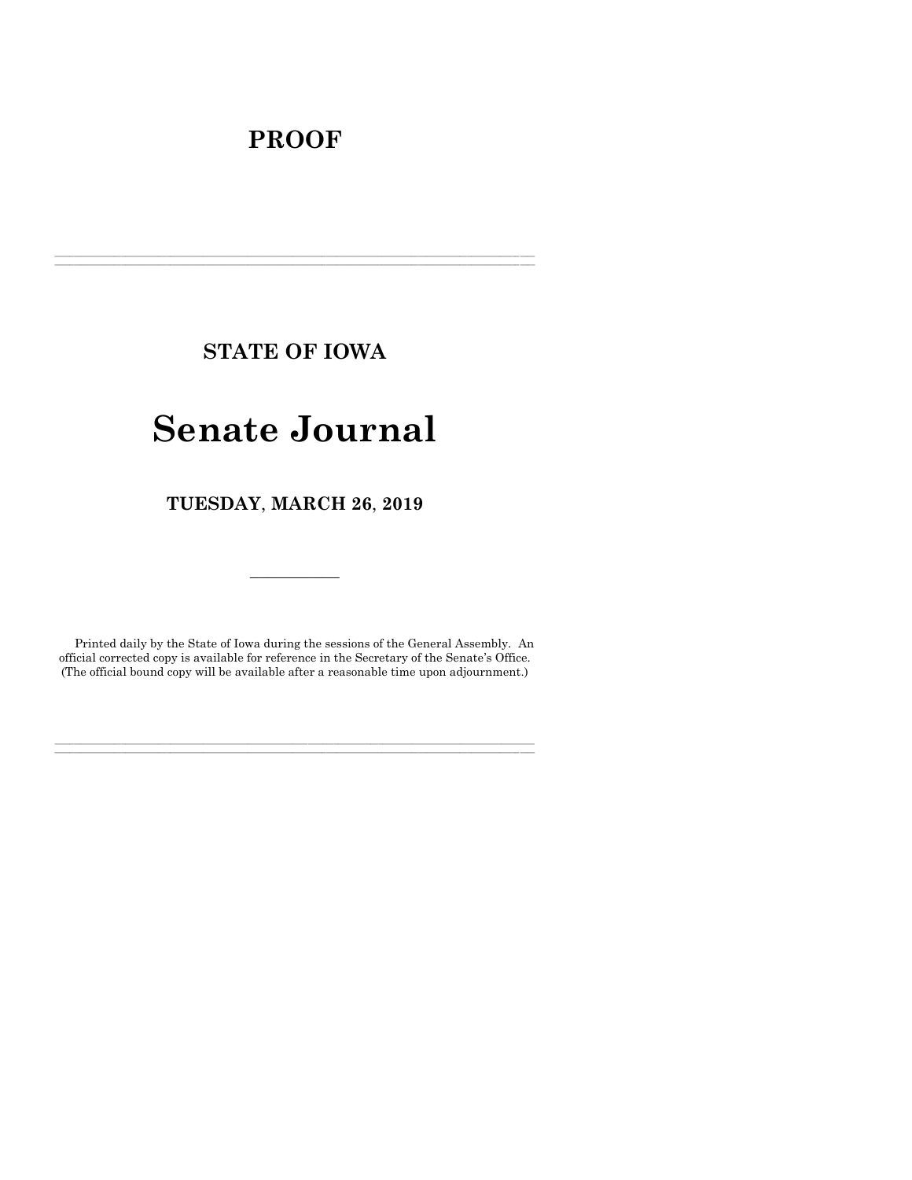# PROOF

---

## STATE OF IOWA

# Senate Journal

### TUESDAY, MARCH 26, 2019

---

Printed daily by the State of Iowa during the sessions of the General Assembly. An official corrected copy is available for reference in the Secretary of the Senate's Office. (The official bound copy will be available after a reasonable time upon adjournment.)

---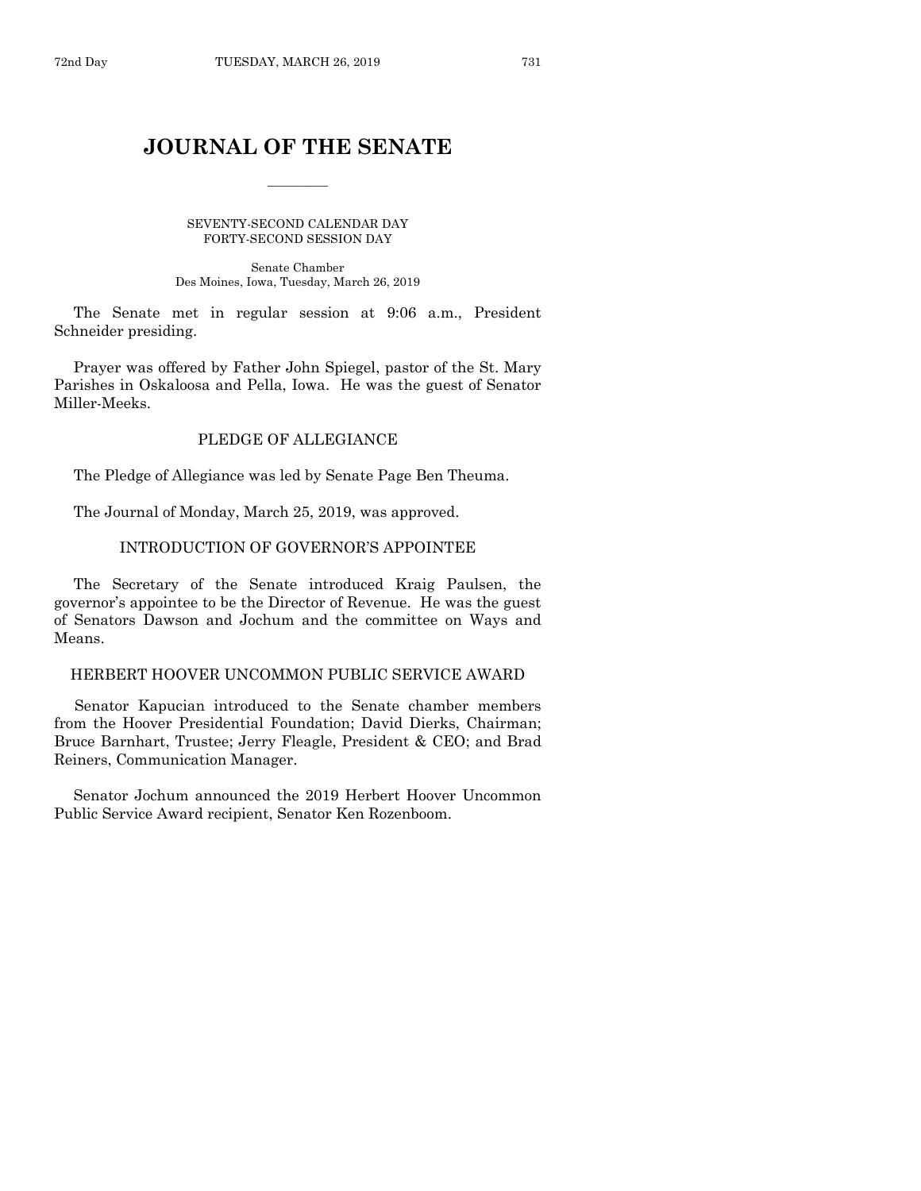# JOURNAL OF THE SENATE

SEVENTY-SECOND CALENDAR DAY
FORTY-SECOND SESSION DAY

Senate Chamber
Des Moines, Iowa, Tuesday, March 26, 2019

The Senate met in regular session at 9:06 a.m., President Schneider presiding.

Prayer was offered by Father John Spiegel, pastor of the St. Mary Parishes in Oskaloosa and Pella, Iowa. He was the guest of Senator Miller-Meeks.

## PLEDGE OF ALLEGIANCE

The Pledge of Allegiance was led by Senate Page Ben Theuma.

The Journal of Monday, March 25, 2019, was approved.

## INTRODUCTION OF GOVERNOR'S APPOINTEE

The Secretary of the Senate introduced Kraig Paulsen, the governor's appointee to be the Director of Revenue. He was the guest of Senators Dawson and Jochum and the committee on Ways and Means.

## HERBERT HOOVER UNCOMMON PUBLIC SERVICE AWARD

Senator Kapucian introduced to the Senate chamber members from the Hoover Presidential Foundation; David Dierks, Chairman; Bruce Barnhart, Trustee; Jerry Fleagle, President & CEO; and Brad Reiners, Communication Manager.

Senator Jochum announced the 2019 Herbert Hoover Uncommon Public Service Award recipient, Senator Ken Rozenboom.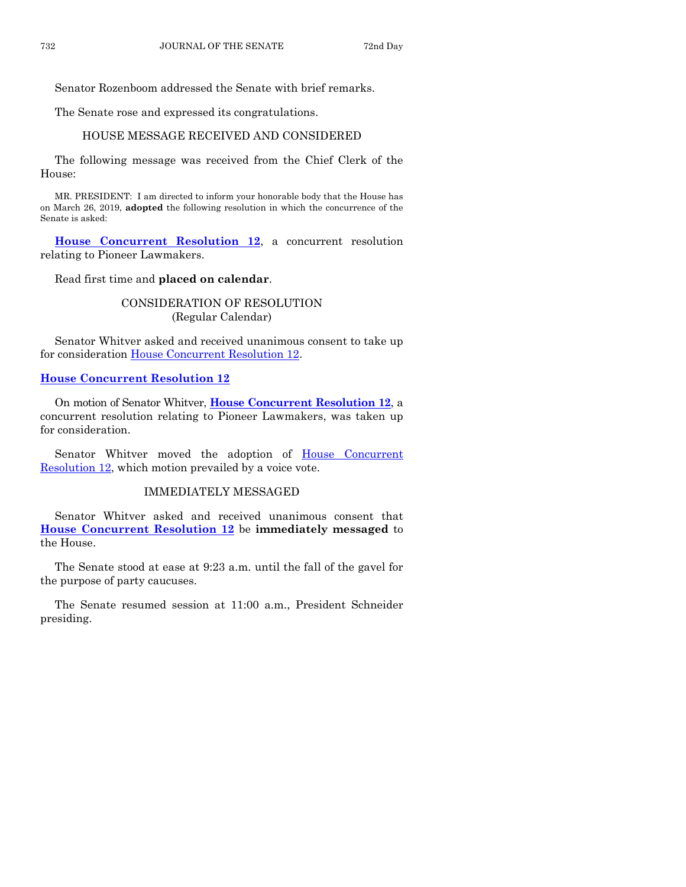Senator Rozenboom addressed the Senate with brief remarks.

The Senate rose and expressed its congratulations.

## HOUSE MESSAGE RECEIVED AND CONSIDERED

The following message was received from the Chief Clerk of the House:

MR. PRESIDENT: I am directed to inform your honorable body that the House has on March 26, 2019, **adopted** the following resolution in which the concurrence of the Senate is asked:

**House Concurrent Resolution 12**, a concurrent resolution relating to Pioneer Lawmakers.

Read first time and **placed on calendar**.

## CONSIDERATION OF RESOLUTION
(Regular Calendar)

Senator Whitver asked and received unanimous consent to take up for consideration House Concurrent Resolution 12.

**House Concurrent Resolution 12**

On motion of Senator Whitver, **House Concurrent Resolution 12**, a concurrent resolution relating to Pioneer Lawmakers, was taken up for consideration.

Senator Whitver moved the adoption of House Concurrent Resolution 12, which motion prevailed by a voice vote.

## IMMEDIATELY MESSAGED

Senator Whitver asked and received unanimous consent that **House Concurrent Resolution 12** be **immediately messaged** to the House.

The Senate stood at ease at 9:23 a.m. until the fall of the gavel for the purpose of party caucuses.

The Senate resumed session at 11:00 a.m., President Schneider presiding.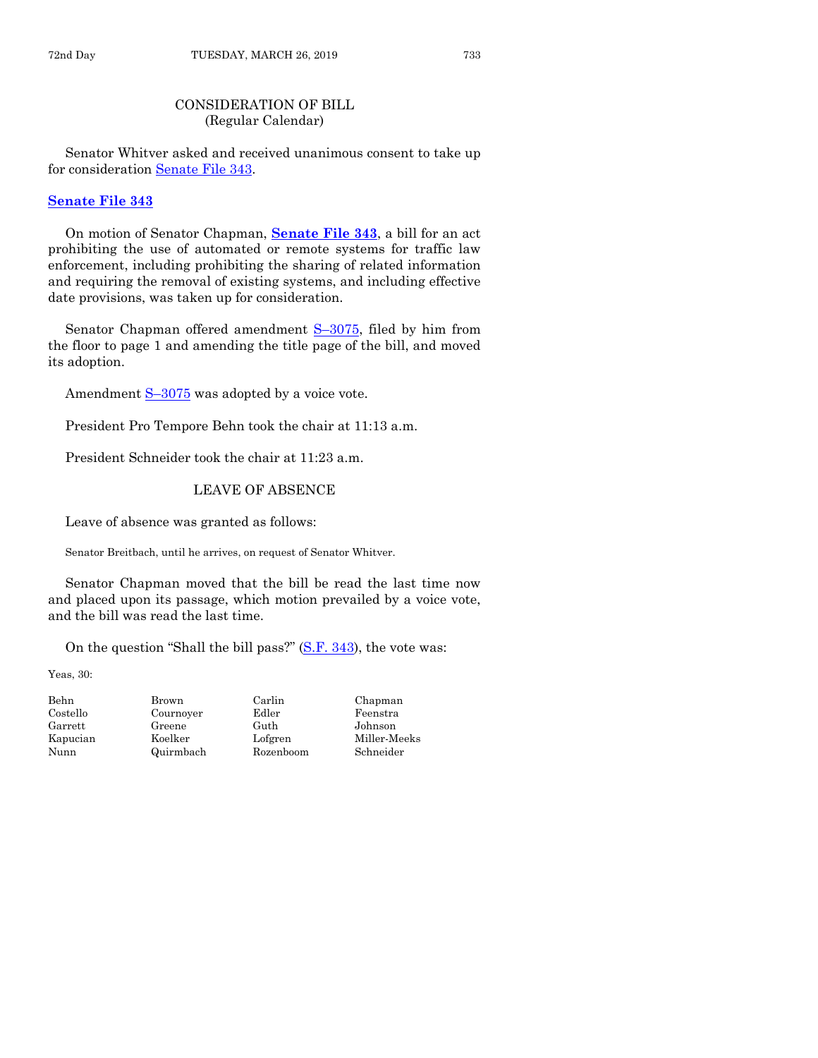## CONSIDERATION OF BILL
(Regular Calendar)

Senator Whitver asked and received unanimous consent to take up for consideration Senate File 343.

### Senate File 343

On motion of Senator Chapman, **Senate File 343**, a bill for an act prohibiting the use of automated or remote systems for traffic law enforcement, including prohibiting the sharing of related information and requiring the removal of existing systems, and including effective date provisions, was taken up for consideration.

Senator Chapman offered amendment S–3075, filed by him from the floor to page 1 and amending the title page of the bill, and moved its adoption.

Amendment S–3075 was adopted by a voice vote.

President Pro Tempore Behn took the chair at 11:13 a.m.

President Schneider took the chair at 11:23 a.m.

## LEAVE OF ABSENCE

Leave of absence was granted as follows:

Senator Breitbach, until he arrives, on request of Senator Whitver.

Senator Chapman moved that the bill be read the last time now and placed upon its passage, which motion prevailed by a voice vote, and the bill was read the last time.

On the question "Shall the bill pass?" (S.F. 343), the vote was:

Yeas, 30:

| | | | |
|---|---|---|---|
| Behn | Brown | Carlin | Chapman |
| Costello | Cournoyer | Edler | Feenstra |
| Garrett | Greene | Guth | Johnson |
| Kapucian | Koelker | Lofgren | Miller-Meeks |
| Nunn | Quirmbach | Rozenboom | Schneider |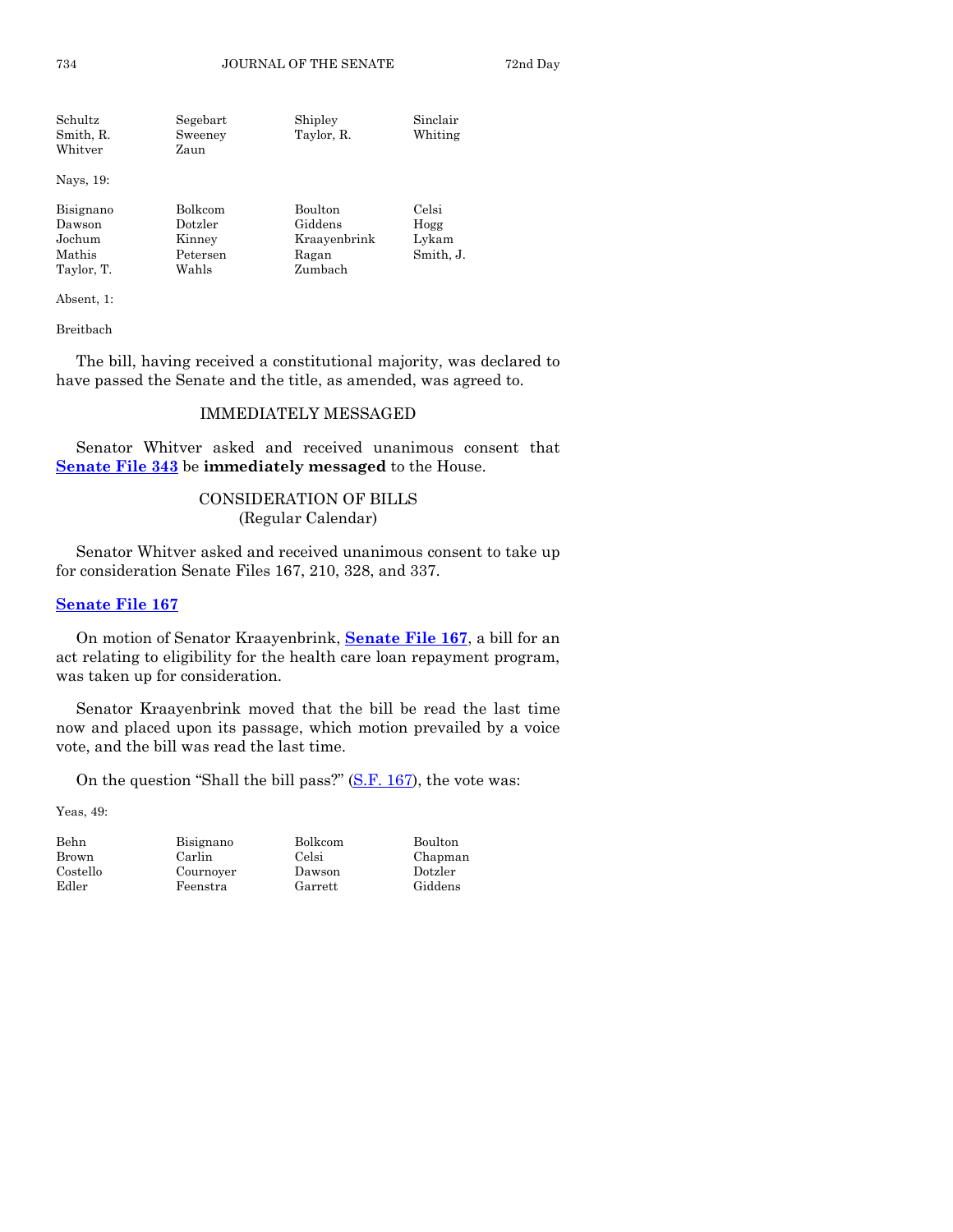| | | | |
|---|---|---|---|
| Schultz | Segebart | Shipley | Sinclair |
| Smith, R. | Sweeney | Taylor, R. | Whiting |
| Whitver | Zaun | | |

Nays, 19:

| | | | |
|---|---|---|---|
| Bisignano | Bolkcom | Boulton | Celsi |
| Dawson | Dotzler | Giddens | Hogg |
| Jochum | Kinney | Kraayenbrink | Lykam |
| Mathis | Petersen | Ragan | Smith, J. |
| Taylor, T. | Wahls | Zumbach | |

Absent, 1:

Breitbach

The bill, having received a constitutional majority, was declared to have passed the Senate and the title, as amended, was agreed to.

## IMMEDIATELY MESSAGED

Senator Whitver asked and received unanimous consent that **Senate File 343** be **immediately messaged** to the House.

## CONSIDERATION OF BILLS
(Regular Calendar)

Senator Whitver asked and received unanimous consent to take up for consideration Senate Files 167, 210, 328, and 337.

### Senate File 167

On motion of Senator Kraayenbrink, **Senate File 167**, a bill for an act relating to eligibility for the health care loan repayment program, was taken up for consideration.

Senator Kraayenbrink moved that the bill be read the last time now and placed upon its passage, which motion prevailed by a voice vote, and the bill was read the last time.

On the question "Shall the bill pass?" (S.F. 167), the vote was:

Yeas, 49:

| | | | |
|---|---|---|---|
| Behn | Bisignano | Bolkcom | Boulton |
| Brown | Carlin | Celsi | Chapman |
| Costello | Cournoyer | Dawson | Dotzler |
| Edler | Feenstra | Garrett | Giddens |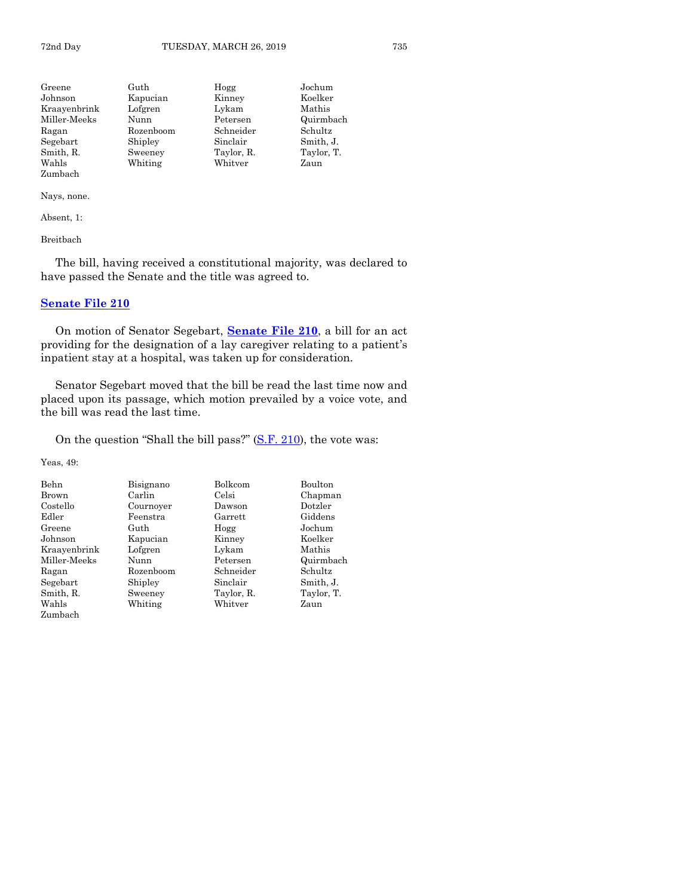| Greene | Guth | Hogg | Jochum |
|---|---|---|---|
| Johnson | Kapucian | Kinney | Koelker |
| Kraayenbrink | Lofgren | Lykam | Mathis |
| Miller-Meeks | Nunn | Petersen | Quirmbach |
| Ragan | Rozenboom | Schneider | Schultz |
| Segebart | Shipley | Sinclair | Smith, J. |
| Smith, R. | Sweeney | Taylor, R. | Taylor, T. |
| Wahls | Whiting | Whitver | Zaun |
| Zumbach | | | |

Nays, none.

Absent, 1:

Breitbach

The bill, having received a constitutional majority, was declared to have passed the Senate and the title was agreed to.

## Senate File 210

On motion of Senator Segebart, **Senate File 210**, a bill for an act providing for the designation of a lay caregiver relating to a patient's inpatient stay at a hospital, was taken up for consideration.

Senator Segebart moved that the bill be read the last time now and placed upon its passage, which motion prevailed by a voice vote, and the bill was read the last time.

On the question "Shall the bill pass?" (S.F. 210), the vote was:

Yeas, 49:

| Behn | Bisignano | Bolkcom | Boulton |
|---|---|---|---|
| Brown | Carlin | Celsi | Chapman |
| Costello | Cournoyer | Dawson | Dotzler |
| Edler | Feenstra | Garrett | Giddens |
| Greene | Guth | Hogg | Jochum |
| Johnson | Kapucian | Kinney | Koelker |
| Kraayenbrink | Lofgren | Lykam | Mathis |
| Miller-Meeks | Nunn | Petersen | Quirmbach |
| Ragan | Rozenboom | Schneider | Schultz |
| Segebart | Shipley | Sinclair | Smith, J. |
| Smith, R. | Sweeney | Taylor, R. | Taylor, T. |
| Wahls | Whiting | Whitver | Zaun |
| Zumbach | | | |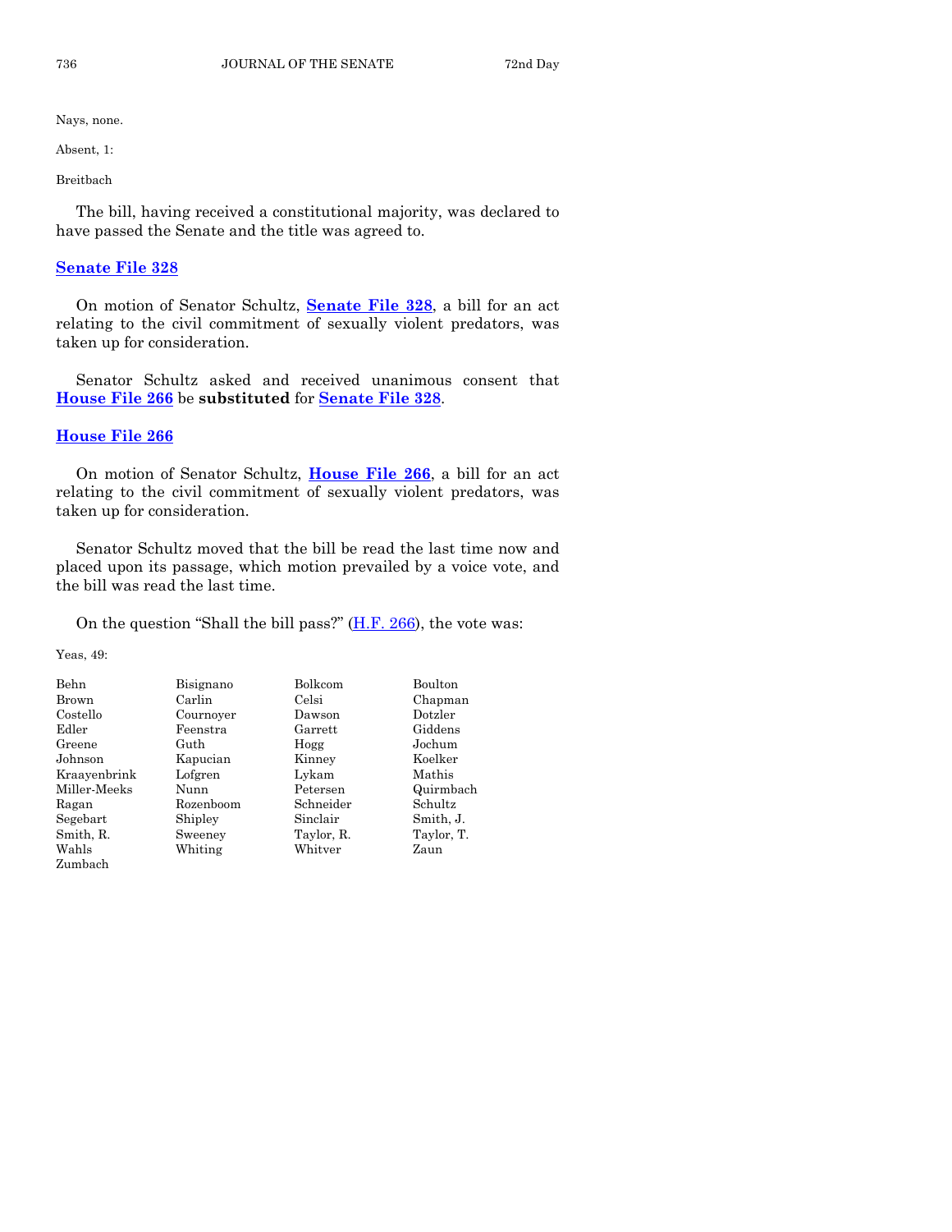Nays, none.

Absent, 1:

Breitbach

The bill, having received a constitutional majority, was declared to have passed the Senate and the title was agreed to.

## Senate File 328

On motion of Senator Schultz, **Senate File 328**, a bill for an act relating to the civil commitment of sexually violent predators, was taken up for consideration.

Senator Schultz asked and received unanimous consent that **House File 266** be **substituted** for **Senate File 328**.

## House File 266

On motion of Senator Schultz, **House File 266**, a bill for an act relating to the civil commitment of sexually violent predators, was taken up for consideration.

Senator Schultz moved that the bill be read the last time now and placed upon its passage, which motion prevailed by a voice vote, and the bill was read the last time.

On the question "Shall the bill pass?" (H.F. 266), the vote was:

Yeas, 49:

| | | | |
|---|---|---|---|
| Behn | Bisignano | Bolkcom | Boulton |
| Brown | Carlin | Celsi | Chapman |
| Costello | Cournoyer | Dawson | Dotzler |
| Edler | Feenstra | Garrett | Giddens |
| Greene | Guth | Hogg | Jochum |
| Johnson | Kapucian | Kinney | Koelker |
| Kraayenbrink | Lofgren | Lykam | Mathis |
| Miller-Meeks | Nunn | Petersen | Quirmbach |
| Ragan | Rozenboom | Schneider | Schultz |
| Segebart | Shipley | Sinclair | Smith, J. |
| Smith, R. | Sweeney | Taylor, R. | Taylor, T. |
| Wahls | Whiting | Whitver | Zaun |
| Zumbach | | | |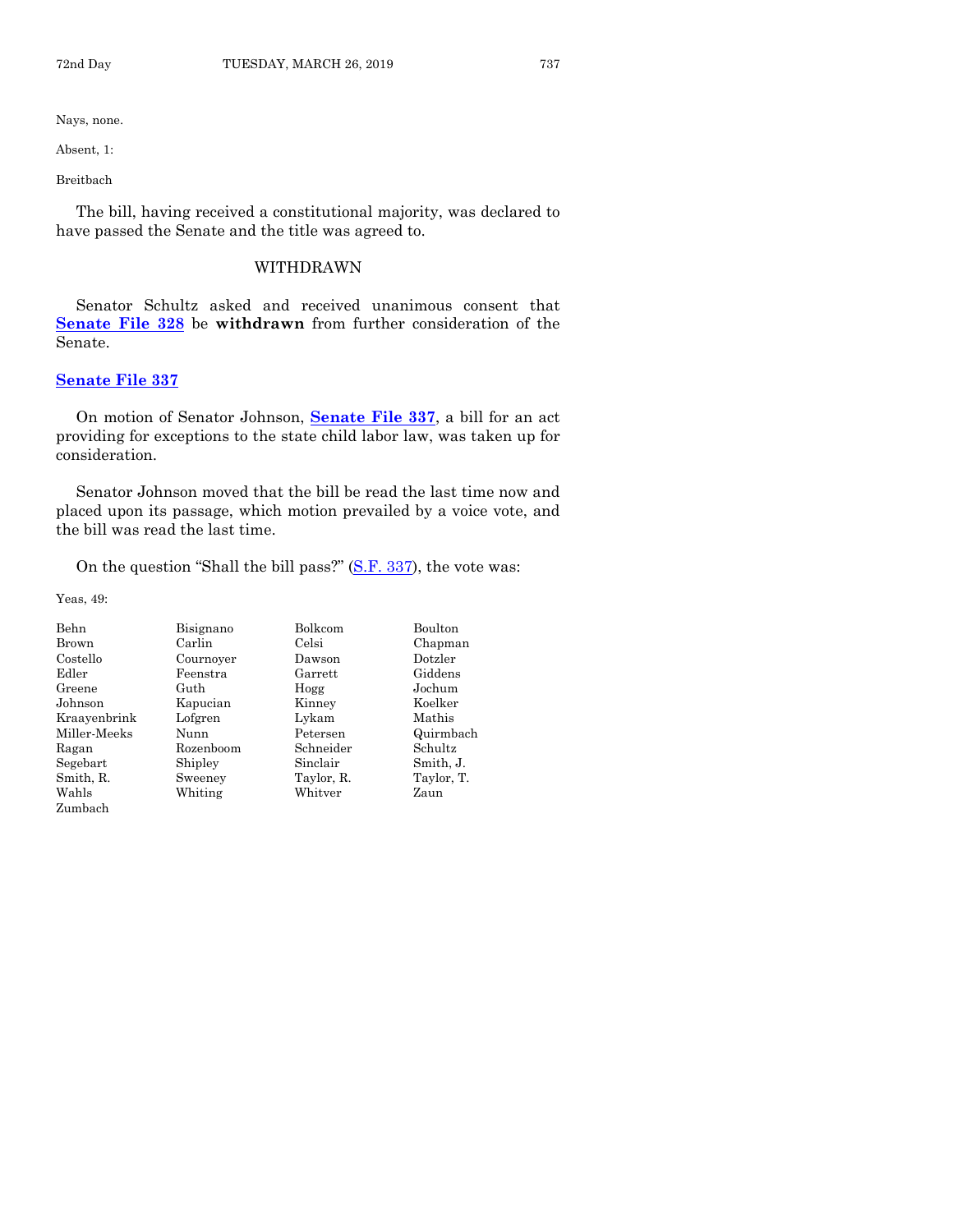Nays, none.

Absent, 1:

Breitbach

The bill, having received a constitutional majority, was declared to have passed the Senate and the title was agreed to.

## WITHDRAWN

Senator Schultz asked and received unanimous consent that **Senate File 328** be **withdrawn** from further consideration of the Senate.

### Senate File 337

On motion of Senator Johnson, **Senate File 337**, a bill for an act providing for exceptions to the state child labor law, was taken up for consideration.

Senator Johnson moved that the bill be read the last time now and placed upon its passage, which motion prevailed by a voice vote, and the bill was read the last time.

On the question "Shall the bill pass?" (S.F. 337), the vote was:

Yeas, 49:

| | | | |
|---|---|---|---|
| Behn | Bisignano | Bolkcom | Boulton |
| Brown | Carlin | Celsi | Chapman |
| Costello | Cournoyer | Dawson | Dotzler |
| Edler | Feenstra | Garrett | Giddens |
| Greene | Guth | Hogg | Jochum |
| Johnson | Kapucian | Kinney | Koelker |
| Kraayenbrink | Lofgren | Lykam | Mathis |
| Miller-Meeks | Nunn | Petersen | Quirmbach |
| Ragan | Rozenboom | Schneider | Schultz |
| Segebart | Shipley | Sinclair | Smith, J. |
| Smith, R. | Sweeney | Taylor, R. | Taylor, T. |
| Wahls | Whiting | Whitver | Zaun |
| Zumbach | | | |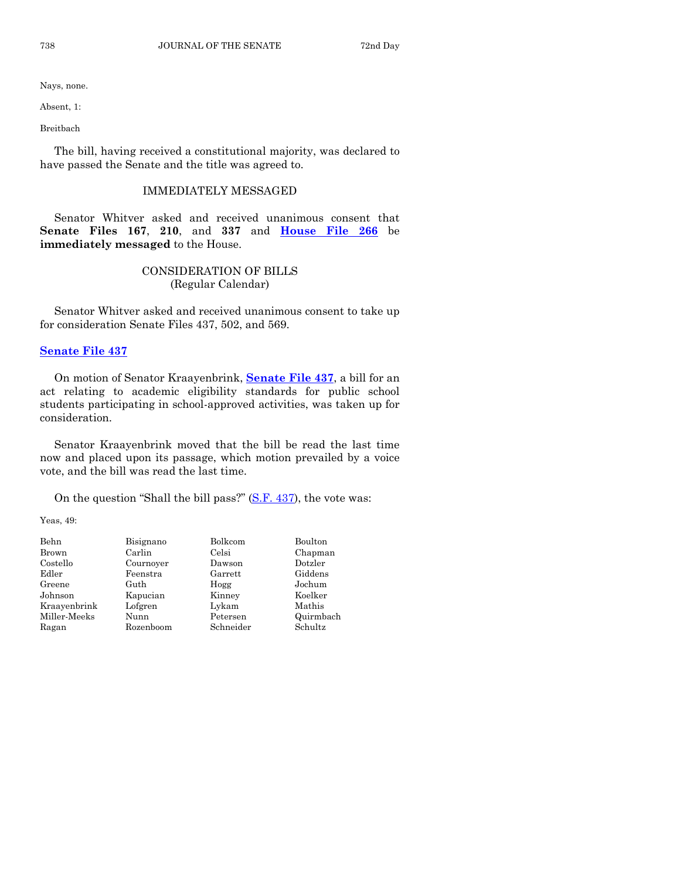Nays, none.

Absent, 1:

Breitbach

The bill, having received a constitutional majority, was declared to have passed the Senate and the title was agreed to.

## IMMEDIATELY MESSAGED

Senator Whitver asked and received unanimous consent that **Senate Files 167**, **210**, and **337** and **House File 266** be **immediately messaged** to the House.

## CONSIDERATION OF BILLS
(Regular Calendar)

Senator Whitver asked and received unanimous consent to take up for consideration Senate Files 437, 502, and 569.

### Senate File 437

On motion of Senator Kraayenbrink, **Senate File 437**, a bill for an act relating to academic eligibility standards for public school students participating in school-approved activities, was taken up for consideration.

Senator Kraayenbrink moved that the bill be read the last time now and placed upon its passage, which motion prevailed by a voice vote, and the bill was read the last time.

On the question "Shall the bill pass?" (S.F. 437), the vote was:

Yeas, 49:

| | | | |
|---|---|---|---|
| Behn | Bisignano | Bolkcom | Boulton |
| Brown | Carlin | Celsi | Chapman |
| Costello | Cournoyer | Dawson | Dotzler |
| Edler | Feenstra | Garrett | Giddens |
| Greene | Guth | Hogg | Jochum |
| Johnson | Kapucian | Kinney | Koelker |
| Kraayenbrink | Lofgren | Lykam | Mathis |
| Miller-Meeks | Nunn | Petersen | Quirmbach |
| Ragan | Rozenboom | Schneider | Schultz |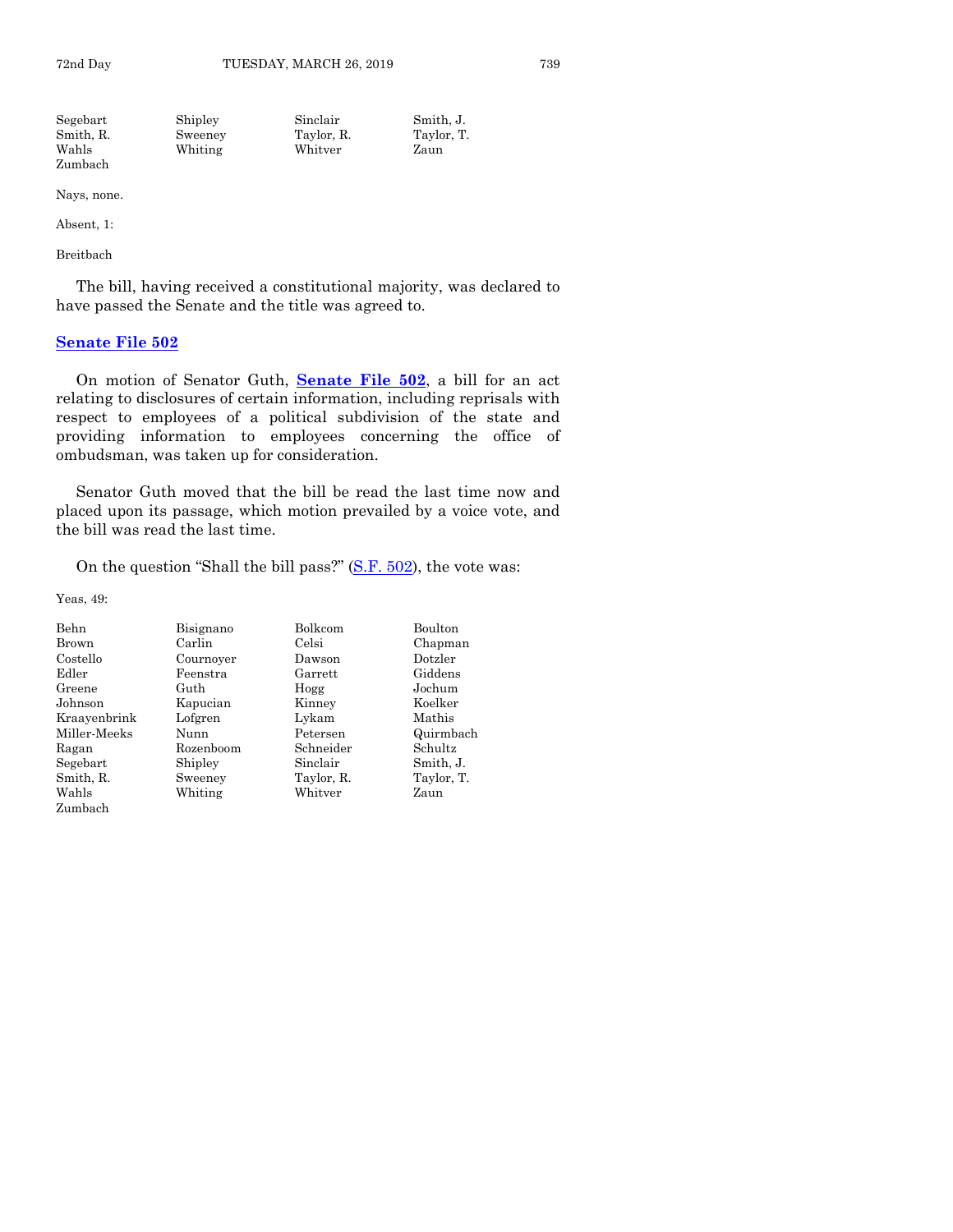| | | | |
|---|---|---|---|
| Segebart | Shipley | Sinclair | Smith, J. |
| Smith, R. | Sweeney | Taylor, R. | Taylor, T. |
| Wahls | Whiting | Whitver | Zaun |
| Zumbach | | | |

Nays, none.

Absent, 1:

Breitbach

The bill, having received a constitutional majority, was declared to have passed the Senate and the title was agreed to.

## Senate File 502

On motion of Senator Guth, **Senate File 502**, a bill for an act relating to disclosures of certain information, including reprisals with respect to employees of a political subdivision of the state and providing information to employees concerning the office of ombudsman, was taken up for consideration.

Senator Guth moved that the bill be read the last time now and placed upon its passage, which motion prevailed by a voice vote, and the bill was read the last time.

On the question "Shall the bill pass?" (S.F. 502), the vote was:

Yeas, 49:

| | | | |
|---|---|---|---|
| Behn | Bisignano | Bolkcom | Boulton |
| Brown | Carlin | Celsi | Chapman |
| Costello | Cournoyer | Dawson | Dotzler |
| Edler | Feenstra | Garrett | Giddens |
| Greene | Guth | Hogg | Jochum |
| Johnson | Kapucian | Kinney | Koelker |
| Kraayenbrink | Lofgren | Lykam | Mathis |
| Miller-Meeks | Nunn | Petersen | Quirmbach |
| Ragan | Rozenboom | Schneider | Schultz |
| Segebart | Shipley | Sinclair | Smith, J. |
| Smith, R. | Sweeney | Taylor, R. | Taylor, T. |
| Wahls | Whiting | Whitver | Zaun |
| Zumbach | | | |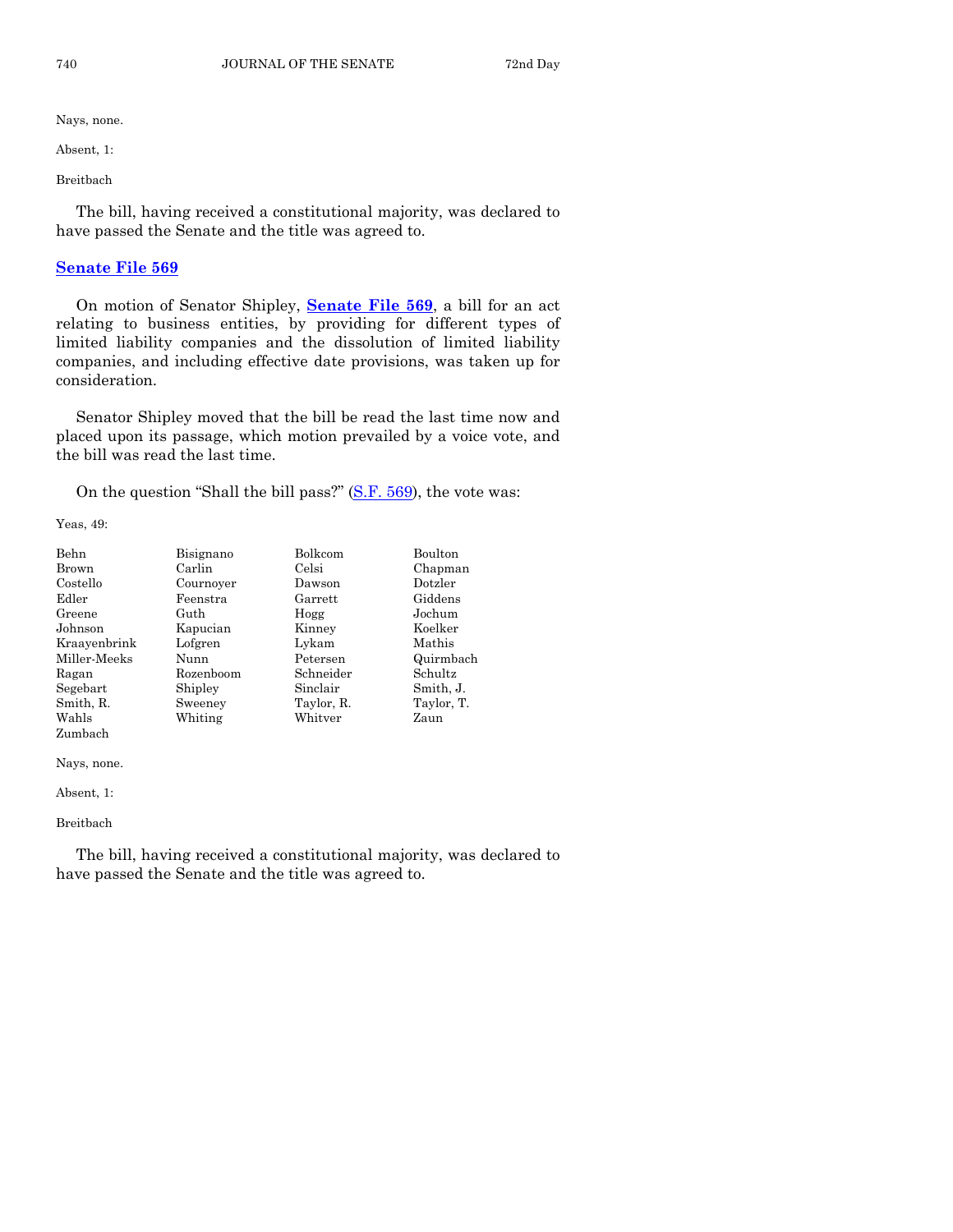Nays, none.

Absent, 1:

Breitbach

The bill, having received a constitutional majority, was declared to have passed the Senate and the title was agreed to.

## **Senate File 569**

On motion of Senator Shipley, **Senate File 569**, a bill for an act relating to business entities, by providing for different types of limited liability companies and the dissolution of limited liability companies, and including effective date provisions, was taken up for consideration.

Senator Shipley moved that the bill be read the last time now and placed upon its passage, which motion prevailed by a voice vote, and the bill was read the last time.

On the question "Shall the bill pass?" (S.F. 569), the vote was:

Yeas, 49:

| | | | |
|---|---|---|---|
| Behn | Bisignano | Bolkcom | Boulton |
| Brown | Carlin | Celsi | Chapman |
| Costello | Cournoyer | Dawson | Dotzler |
| Edler | Feenstra | Garrett | Giddens |
| Greene | Guth | Hogg | Jochum |
| Johnson | Kapucian | Kinney | Koelker |
| Kraayenbrink | Lofgren | Lykam | Mathis |
| Miller-Meeks | Nunn | Petersen | Quirmbach |
| Ragan | Rozenboom | Schneider | Schultz |
| Segebart | Shipley | Sinclair | Smith, J. |
| Smith, R. | Sweeney | Taylor, R. | Taylor, T. |
| Wahls | Whiting | Whitver | Zaun |
| Zumbach | | | |

Nays, none.

Absent, 1:

Breitbach

The bill, having received a constitutional majority, was declared to have passed the Senate and the title was agreed to.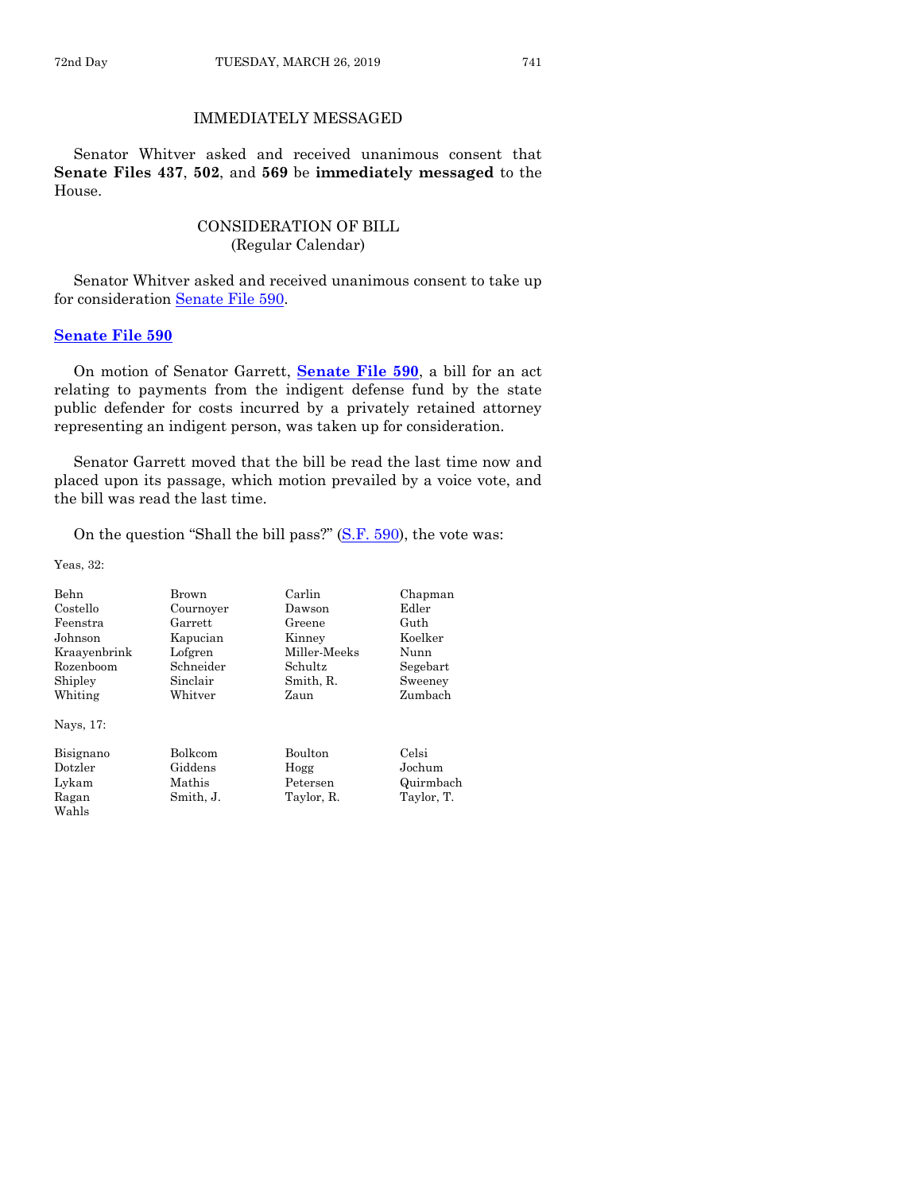## IMMEDIATELY MESSAGED

Senator Whitver asked and received unanimous consent that **Senate Files 437**, **502**, and **569** be **immediately messaged** to the House.

## CONSIDERATION OF BILL
(Regular Calendar)

Senator Whitver asked and received unanimous consent to take up for consideration Senate File 590.

### Senate File 590

On motion of Senator Garrett, **Senate File 590**, a bill for an act relating to payments from the indigent defense fund by the state public defender for costs incurred by a privately retained attorney representing an indigent person, was taken up for consideration.

Senator Garrett moved that the bill be read the last time now and placed upon its passage, which motion prevailed by a voice vote, and the bill was read the last time.

On the question "Shall the bill pass?" (S.F. 590), the vote was:

Yeas, 32:

| | | | |
|---|---|---|---|
| Behn | Brown | Carlin | Chapman |
| Costello | Cournoyer | Dawson | Edler |
| Feenstra | Garrett | Greene | Guth |
| Johnson | Kapucian | Kinney | Koelker |
| Kraayenbrink | Lofgren | Miller-Meeks | Nunn |
| Rozenboom | Schneider | Schultz | Segebart |
| Shipley | Sinclair | Smith, R. | Sweeney |
| Whiting | Whitver | Zaun | Zumbach |

Nays, 17:

| | | | |
|---|---|---|---|
| Bisignano | Bolkcom | Boulton | Celsi |
| Dotzler | Giddens | Hogg | Jochum |
| Lykam | Mathis | Petersen | Quirmbach |
| Ragan | Smith, J. | Taylor, R. | Taylor, T. |
| Wahls | | | |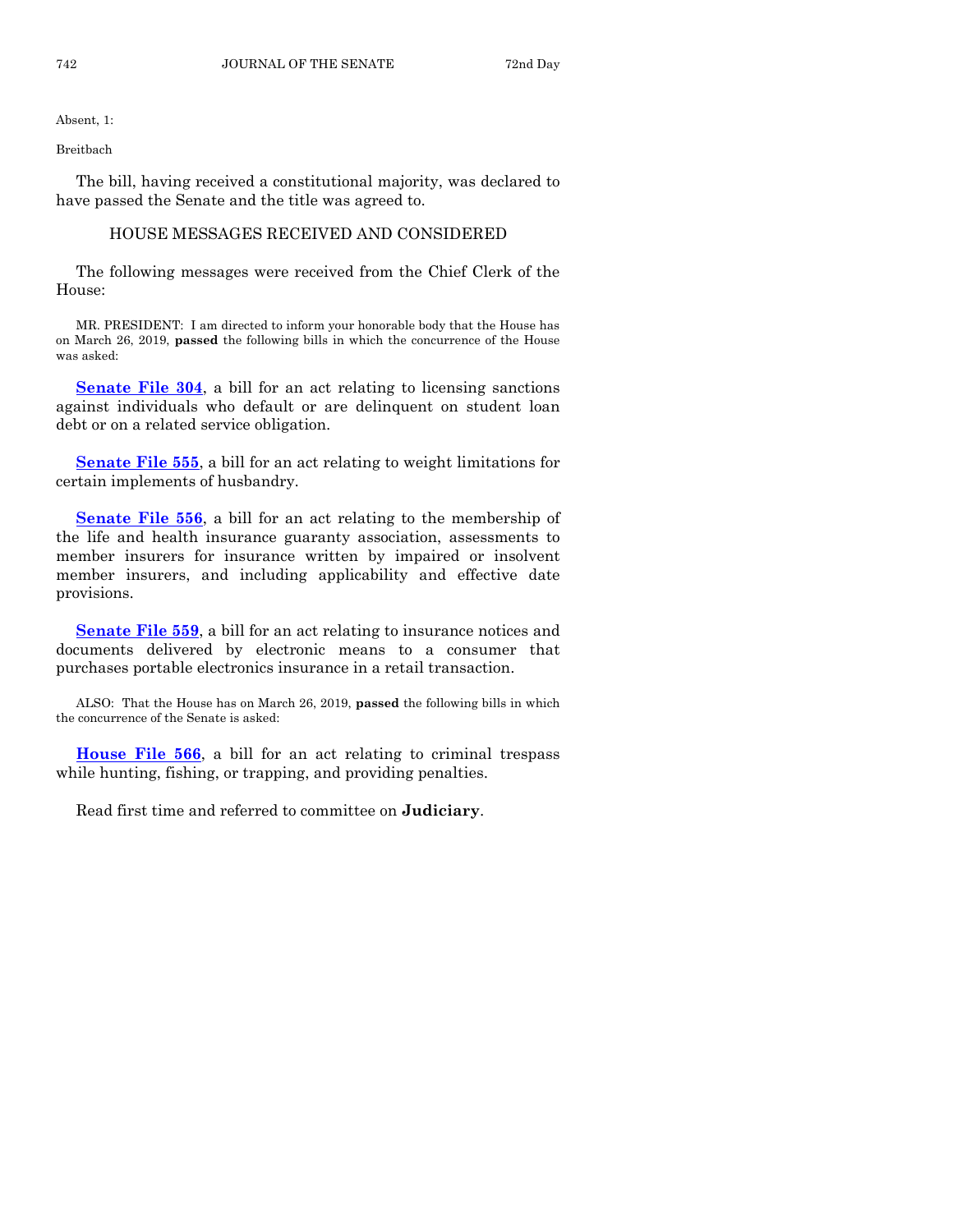Absent, 1:

Breitbach

The bill, having received a constitutional majority, was declared to have passed the Senate and the title was agreed to.

## HOUSE MESSAGES RECEIVED AND CONSIDERED

The following messages were received from the Chief Clerk of the House:

MR. PRESIDENT: I am directed to inform your honorable body that the House has on March 26, 2019, **passed** the following bills in which the concurrence of the House was asked:

**Senate File 304**, a bill for an act relating to licensing sanctions against individuals who default or are delinquent on student loan debt or on a related service obligation.

**Senate File 555**, a bill for an act relating to weight limitations for certain implements of husbandry.

**Senate File 556**, a bill for an act relating to the membership of the life and health insurance guaranty association, assessments to member insurers for insurance written by impaired or insolvent member insurers, and including applicability and effective date provisions.

**Senate File 559**, a bill for an act relating to insurance notices and documents delivered by electronic means to a consumer that purchases portable electronics insurance in a retail transaction.

ALSO: That the House has on March 26, 2019, **passed** the following bills in which the concurrence of the Senate is asked:

**House File 566**, a bill for an act relating to criminal trespass while hunting, fishing, or trapping, and providing penalties.

Read first time and referred to committee on **Judiciary**.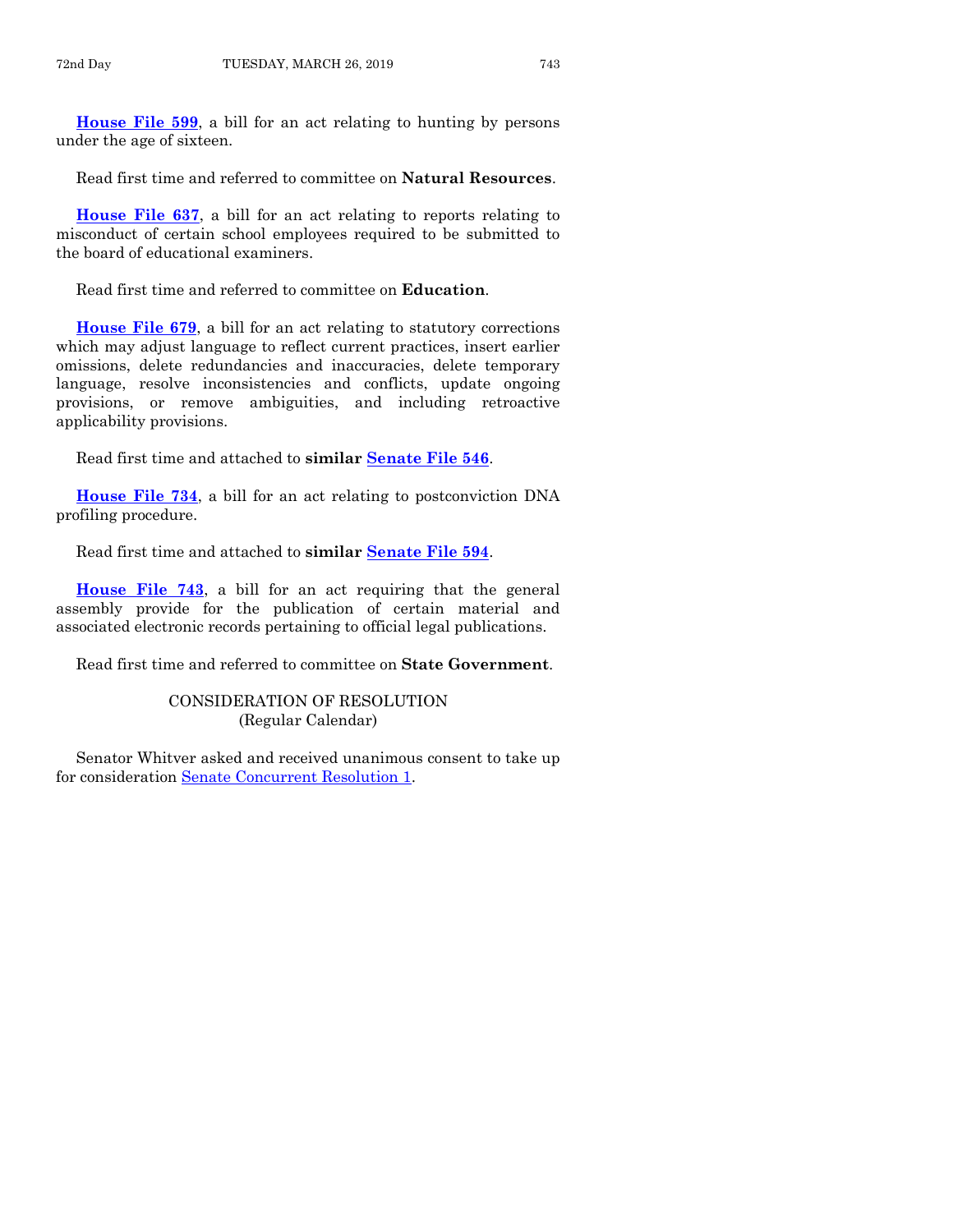**House File 599**, a bill for an act relating to hunting by persons under the age of sixteen.

Read first time and referred to committee on **Natural Resources**.

**House File 637**, a bill for an act relating to reports relating to misconduct of certain school employees required to be submitted to the board of educational examiners.

Read first time and referred to committee on **Education**.

**House File 679**, a bill for an act relating to statutory corrections which may adjust language to reflect current practices, insert earlier omissions, delete redundancies and inaccuracies, delete temporary language, resolve inconsistencies and conflicts, update ongoing provisions, or remove ambiguities, and including retroactive applicability provisions.

Read first time and attached to **similar Senate File 546**.

**House File 734**, a bill for an act relating to postconviction DNA profiling procedure.

Read first time and attached to **similar Senate File 594**.

**House File 743**, a bill for an act requiring that the general assembly provide for the publication of certain material and associated electronic records pertaining to official legal publications.

Read first time and referred to committee on **State Government**.

CONSIDERATION OF RESOLUTION
(Regular Calendar)

Senator Whitver asked and received unanimous consent to take up for consideration Senate Concurrent Resolution 1.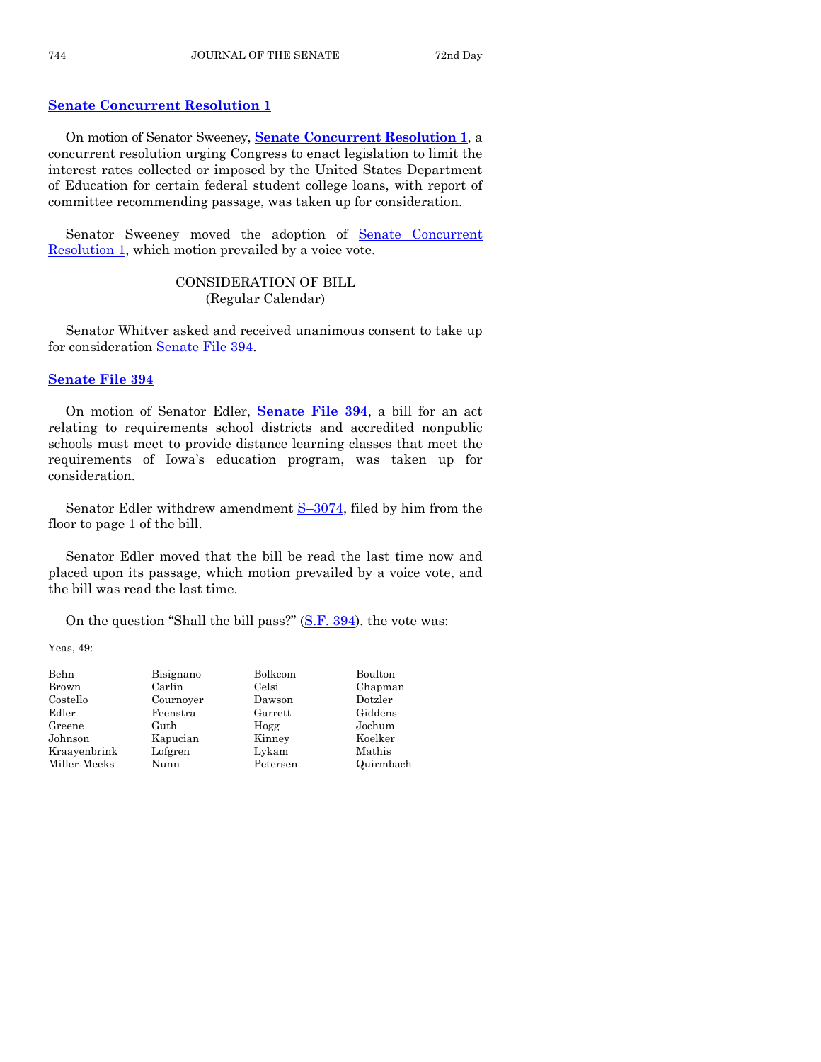## Senate Concurrent Resolution 1

On motion of Senator Sweeney, **Senate Concurrent Resolution 1**, a concurrent resolution urging Congress to enact legislation to limit the interest rates collected or imposed by the United States Department of Education for certain federal student college loans, with report of committee recommending passage, was taken up for consideration.

Senator Sweeney moved the adoption of Senate Concurrent Resolution 1, which motion prevailed by a voice vote.

### CONSIDERATION OF BILL
(Regular Calendar)

Senator Whitver asked and received unanimous consent to take up for consideration Senate File 394.

## Senate File 394

On motion of Senator Edler, **Senate File 394**, a bill for an act relating to requirements school districts and accredited nonpublic schools must meet to provide distance learning classes that meet the requirements of Iowa's education program, was taken up for consideration.

Senator Edler withdrew amendment S–3074, filed by him from the floor to page 1 of the bill.

Senator Edler moved that the bill be read the last time now and placed upon its passage, which motion prevailed by a voice vote, and the bill was read the last time.

On the question "Shall the bill pass?" (S.F. 394), the vote was:

Yeas, 49:

| | | | |
|---|---|---|---|
| Behn | Bisignano | Bolkcom | Boulton |
| Brown | Carlin | Celsi | Chapman |
| Costello | Cournoyer | Dawson | Dotzler |
| Edler | Feenstra | Garrett | Giddens |
| Greene | Guth | Hogg | Jochum |
| Johnson | Kapucian | Kinney | Koelker |
| Kraayenbrink | Lofgren | Lykam | Mathis |
| Miller-Meeks | Nunn | Petersen | Quirmbach |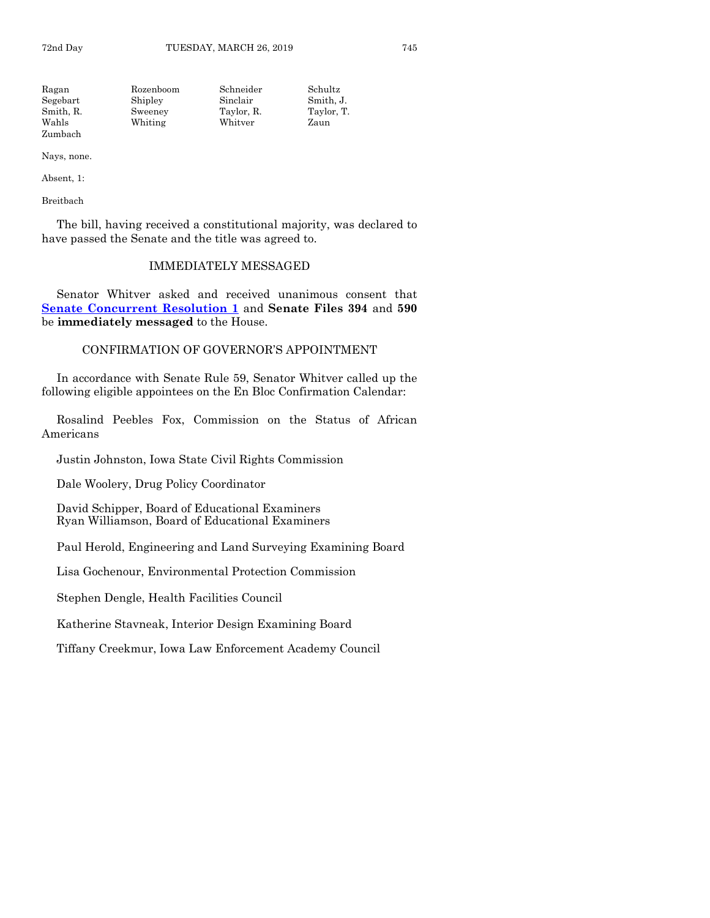| | | | |
|---|---|---|---|
| Ragan | Rozenboom | Schneider | Schultz |
| Segebart | Shipley | Sinclair | Smith, J. |
| Smith, R. | Sweeney | Taylor, R. | Taylor, T. |
| Wahls | Whiting | Whitver | Zaun |
| Zumbach | | | |

Nays, none.

Absent, 1:

Breitbach

The bill, having received a constitutional majority, was declared to have passed the Senate and the title was agreed to.

## IMMEDIATELY MESSAGED

Senator Whitver asked and received unanimous consent that **Senate Concurrent Resolution 1** and **Senate Files 394** and **590** be **immediately messaged** to the House.

## CONFIRMATION OF GOVERNOR'S APPOINTMENT

In accordance with Senate Rule 59, Senator Whitver called up the following eligible appointees on the En Bloc Confirmation Calendar:

Rosalind Peebles Fox, Commission on the Status of African Americans

Justin Johnston, Iowa State Civil Rights Commission

Dale Woolery, Drug Policy Coordinator

David Schipper, Board of Educational Examiners
Ryan Williamson, Board of Educational Examiners

Paul Herold, Engineering and Land Surveying Examining Board

Lisa Gochenour, Environmental Protection Commission

Stephen Dengle, Health Facilities Council

Katherine Stavneak, Interior Design Examining Board

Tiffany Creekmur, Iowa Law Enforcement Academy Council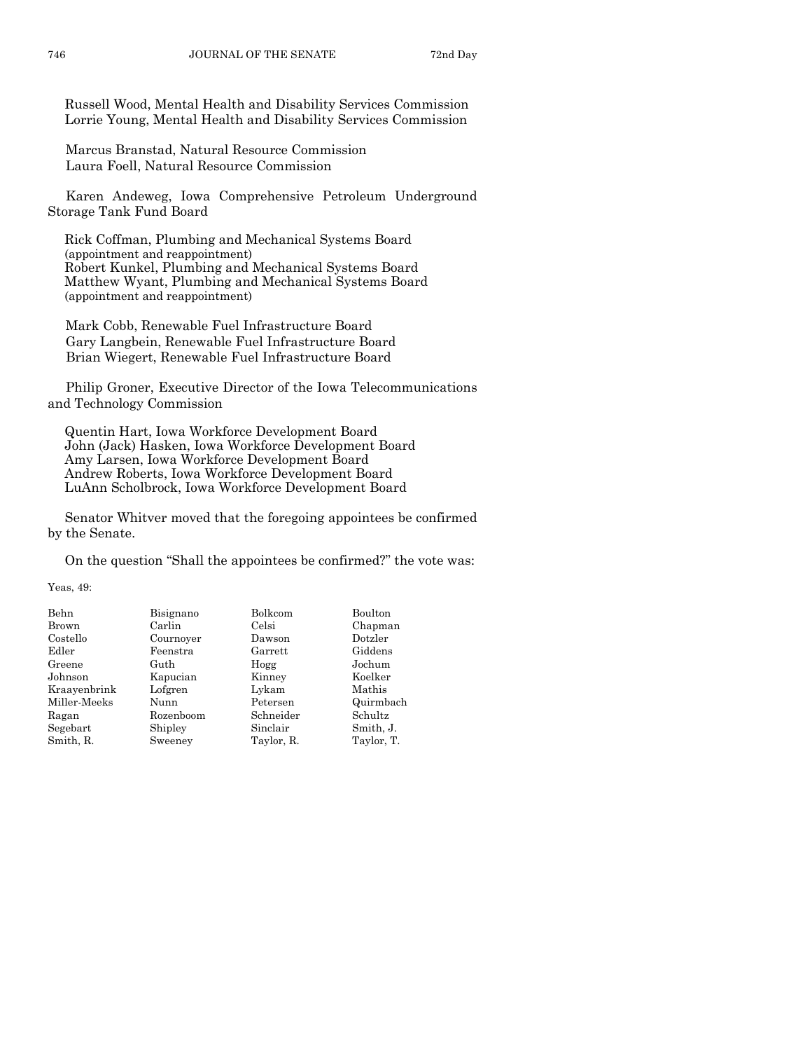Russell Wood, Mental Health and Disability Services Commission
Lorrie Young, Mental Health and Disability Services Commission

Marcus Branstad, Natural Resource Commission
Laura Foell, Natural Resource Commission

Karen Andeweg, Iowa Comprehensive Petroleum Underground Storage Tank Fund Board

Rick Coffman, Plumbing and Mechanical Systems Board
(appointment and reappointment)
Robert Kunkel, Plumbing and Mechanical Systems Board
Matthew Wyant, Plumbing and Mechanical Systems Board
(appointment and reappointment)

Mark Cobb, Renewable Fuel Infrastructure Board
Gary Langbein, Renewable Fuel Infrastructure Board
Brian Wiegert, Renewable Fuel Infrastructure Board

Philip Groner, Executive Director of the Iowa Telecommunications and Technology Commission

Quentin Hart, Iowa Workforce Development Board
John (Jack) Hasken, Iowa Workforce Development Board
Amy Larsen, Iowa Workforce Development Board
Andrew Roberts, Iowa Workforce Development Board
LuAnn Scholbrock, Iowa Workforce Development Board

Senator Whitver moved that the foregoing appointees be confirmed by the Senate.

On the question "Shall the appointees be confirmed?" the vote was:

Yeas, 49:

| | | | |
|---|---|---|---|
| Behn | Bisignano | Bolkcom | Boulton |
| Brown | Carlin | Celsi | Chapman |
| Costello | Cournoyer | Dawson | Dotzler |
| Edler | Feenstra | Garrett | Giddens |
| Greene | Guth | Hogg | Jochum |
| Johnson | Kapucian | Kinney | Koelker |
| Kraayenbrink | Lofgren | Lykam | Mathis |
| Miller-Meeks | Nunn | Petersen | Quirmbach |
| Ragan | Rozenboom | Schneider | Schultz |
| Segebart | Shipley | Sinclair | Smith, J. |
| Smith, R. | Sweeney | Taylor, R. | Taylor, T. |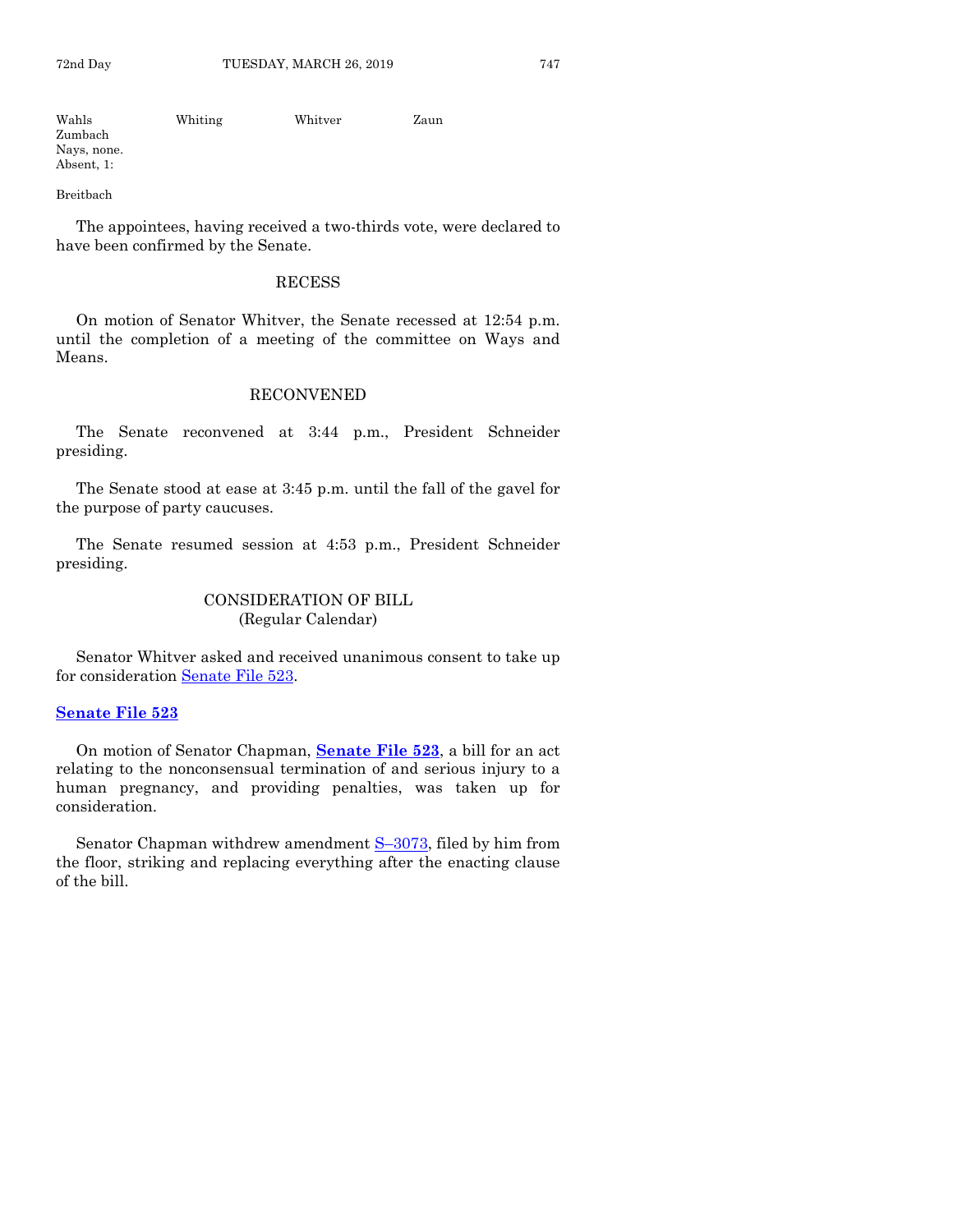| Wahls | Whiting | Whitver | Zaun |
|---|---|---|---|
| Zumbach | | | |

Nays, none.

Absent, 1:

Breitbach

The appointees, having received a two-thirds vote, were declared to have been confirmed by the Senate.

## RECESS

On motion of Senator Whitver, the Senate recessed at 12:54 p.m. until the completion of a meeting of the committee on Ways and Means.

## RECONVENED

The Senate reconvened at 3:44 p.m., President Schneider presiding.

The Senate stood at ease at 3:45 p.m. until the fall of the gavel for the purpose of party caucuses.

The Senate resumed session at 4:53 p.m., President Schneider presiding.

## CONSIDERATION OF BILL
(Regular Calendar)

Senator Whitver asked and received unanimous consent to take up for consideration Senate File 523.

**Senate File 523**

On motion of Senator Chapman, **Senate File 523**, a bill for an act relating to the nonconsensual termination of and serious injury to a human pregnancy, and providing penalties, was taken up for consideration.

Senator Chapman withdrew amendment S–3073, filed by him from the floor, striking and replacing everything after the enacting clause of the bill.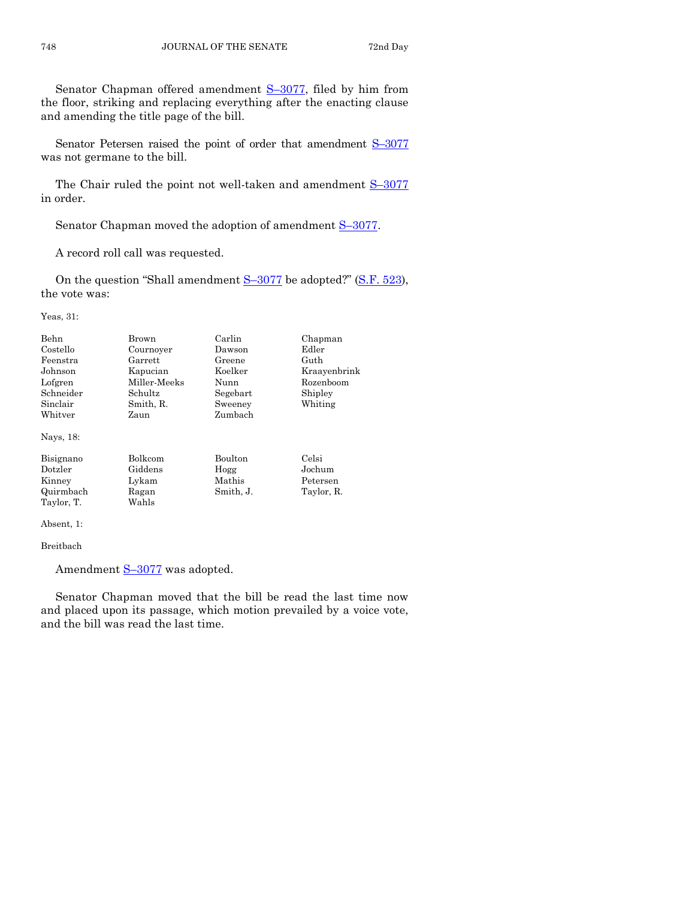Senator Chapman offered amendment S–3077, filed by him from the floor, striking and replacing everything after the enacting clause and amending the title page of the bill.

Senator Petersen raised the point of order that amendment S–3077 was not germane to the bill.

The Chair ruled the point not well-taken and amendment S–3077 in order.

Senator Chapman moved the adoption of amendment S–3077.

A record roll call was requested.

On the question "Shall amendment S–3077 be adopted?" (S.F. 523), the vote was:

Yeas, 31:

| | | | |
|---|---|---|---|
| Behn | Brown | Carlin | Chapman |
| Costello | Cournoyer | Dawson | Edler |
| Feenstra | Garrett | Greene | Guth |
| Johnson | Kapucian | Koelker | Kraayenbrink |
| Lofgren | Miller-Meeks | Nunn | Rozenboom |
| Schneider | Schultz | Segebart | Shipley |
| Sinclair | Smith, R. | Sweeney | Whiting |
| Whitver | Zaun | Zumbach | |

Nays, 18:

| | | | |
|---|---|---|---|
| Bisignano | Bolkcom | Boulton | Celsi |
| Dotzler | Giddens | Hogg | Jochum |
| Kinney | Lykam | Mathis | Petersen |
| Quirmbach | Ragan | Smith, J. | Taylor, R. |
| Taylor, T. | Wahls | | |

Absent, 1:

Breitbach

Amendment S–3077 was adopted.

Senator Chapman moved that the bill be read the last time now and placed upon its passage, which motion prevailed by a voice vote, and the bill was read the last time.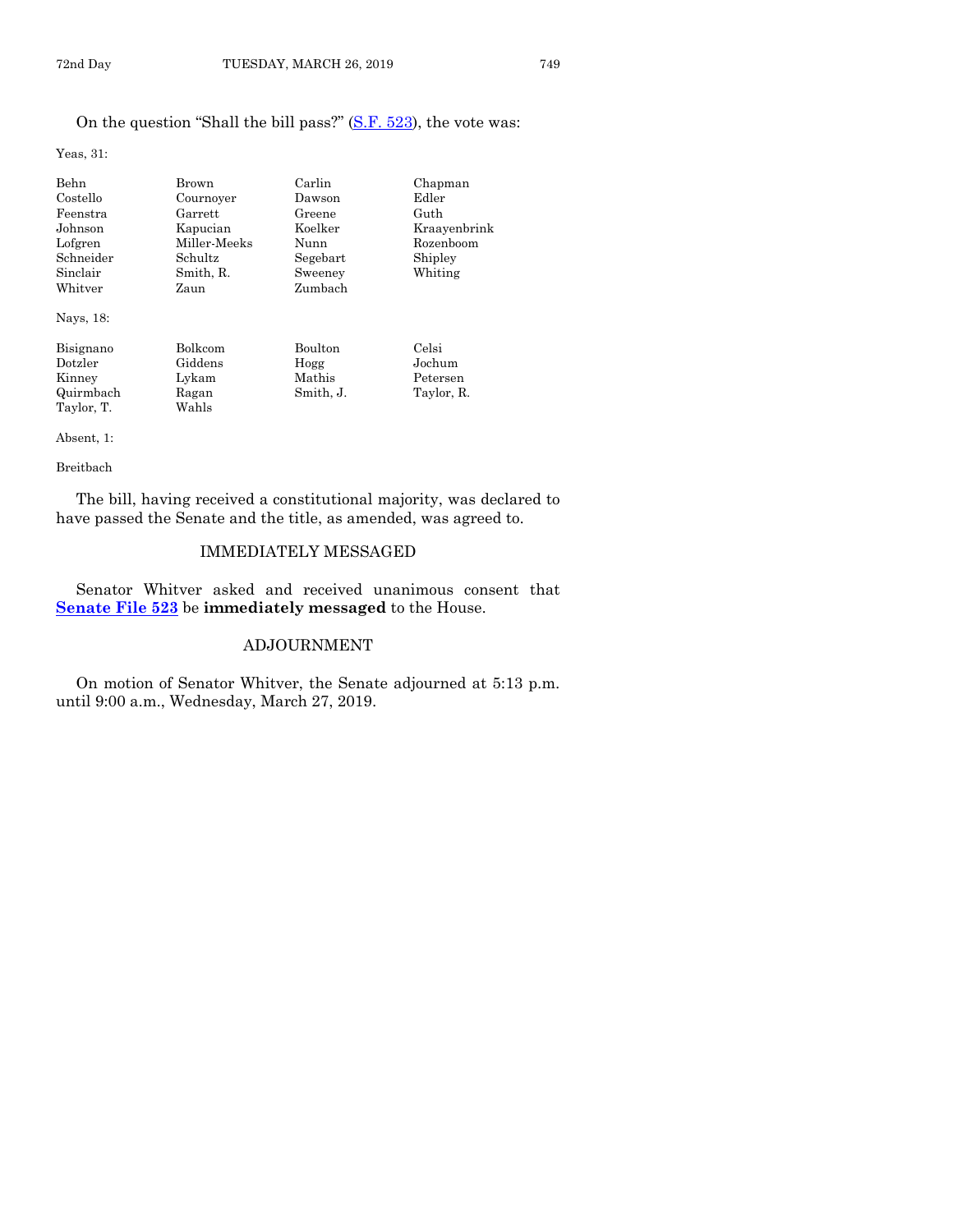On the question "Shall the bill pass?" (S.F. 523), the vote was:

Yeas, 31:

| | | | |
|---|---|---|---|
| Behn | Brown | Carlin | Chapman |
| Costello | Cournoyer | Dawson | Edler |
| Feenstra | Garrett | Greene | Guth |
| Johnson | Kapucian | Koelker | Kraayenbrink |
| Lofgren | Miller-Meeks | Nunn | Rozenboom |
| Schneider | Schultz | Segebart | Shipley |
| Sinclair | Smith, R. | Sweeney | Whiting |
| Whitver | Zaun | Zumbach | |

Nays, 18:

| | | | |
|---|---|---|---|
| Bisignano | Bolkcom | Boulton | Celsi |
| Dotzler | Giddens | Hogg | Jochum |
| Kinney | Lykam | Mathis | Petersen |
| Quirmbach | Ragan | Smith, J. | Taylor, R. |
| Taylor, T. | Wahls | | |

Absent, 1:

Breitbach

The bill, having received a constitutional majority, was declared to have passed the Senate and the title, as amended, was agreed to.

## IMMEDIATELY MESSAGED

Senator Whitver asked and received unanimous consent that **Senate File 523** be **immediately messaged** to the House.

## ADJOURNMENT

On motion of Senator Whitver, the Senate adjourned at 5:13 p.m. until 9:00 a.m., Wednesday, March 27, 2019.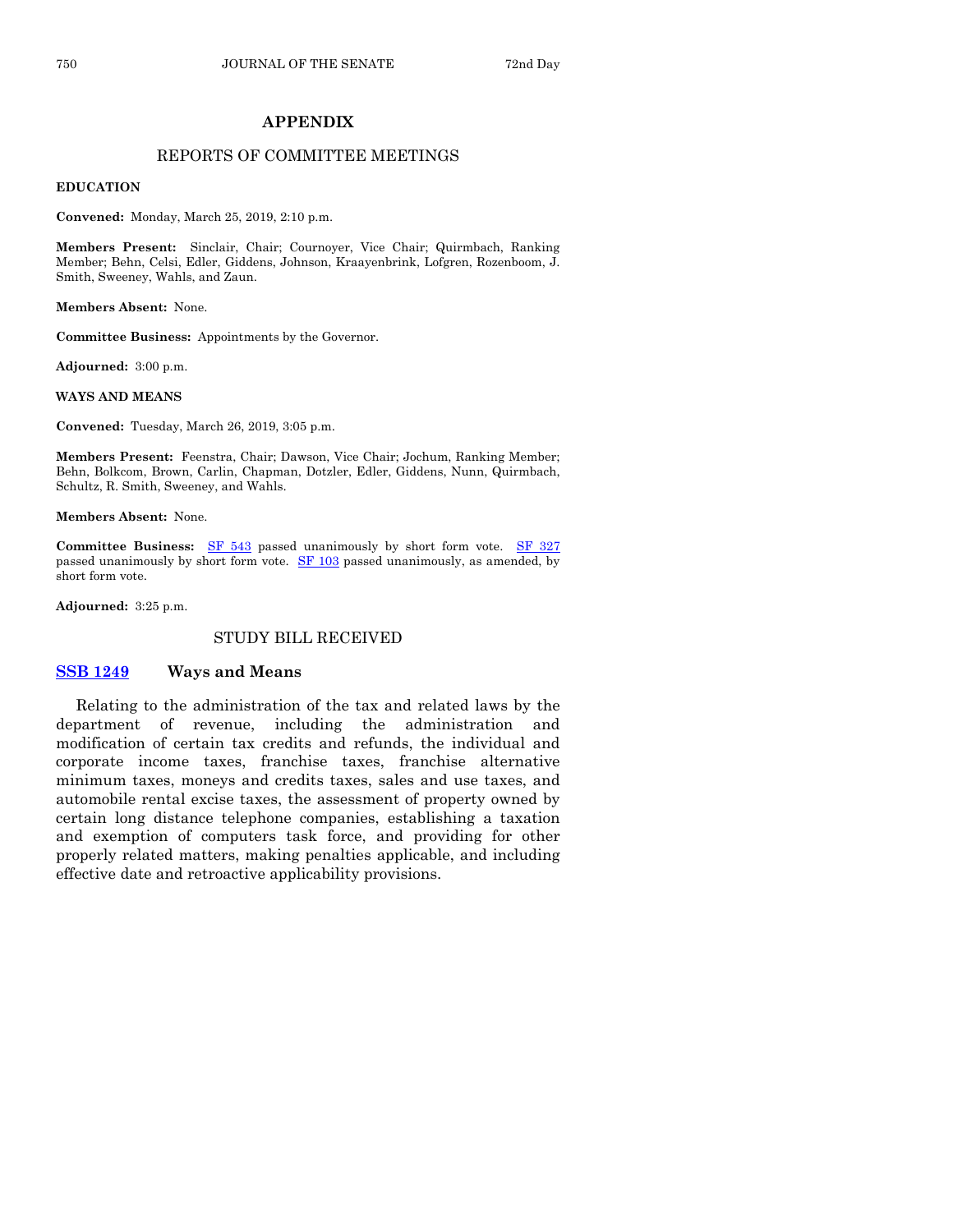# APPENDIX

## REPORTS OF COMMITTEE MEETINGS

**EDUCATION**

**Convened:** Monday, March 25, 2019, 2:10 p.m.

**Members Present:** Sinclair, Chair; Cournoyer, Vice Chair; Quirmbach, Ranking Member; Behn, Celsi, Edler, Giddens, Johnson, Kraayenbrink, Lofgren, Rozenboom, J. Smith, Sweeney, Wahls, and Zaun.

**Members Absent:** None.

**Committee Business:** Appointments by the Governor.

**Adjourned:** 3:00 p.m.

**WAYS AND MEANS**

**Convened:** Tuesday, March 26, 2019, 3:05 p.m.

**Members Present:** Feenstra, Chair; Dawson, Vice Chair; Jochum, Ranking Member; Behn, Bolkcom, Brown, Carlin, Chapman, Dotzler, Edler, Giddens, Nunn, Quirmbach, Schultz, R. Smith, Sweeney, and Wahls.

**Members Absent:** None.

**Committee Business:** SF 543 passed unanimously by short form vote. SF 327 passed unanimously by short form vote. SF 103 passed unanimously, as amended, by short form vote.

**Adjourned:** 3:25 p.m.

## STUDY BILL RECEIVED

**SSB 1249** **Ways and Means**

Relating to the administration of the tax and related laws by the department of revenue, including the administration and modification of certain tax credits and refunds, the individual and corporate income taxes, franchise taxes, franchise alternative minimum taxes, moneys and credits taxes, sales and use taxes, and automobile rental excise taxes, the assessment of property owned by certain long distance telephone companies, establishing a taxation and exemption of computers task force, and providing for other properly related matters, making penalties applicable, and including effective date and retroactive applicability provisions.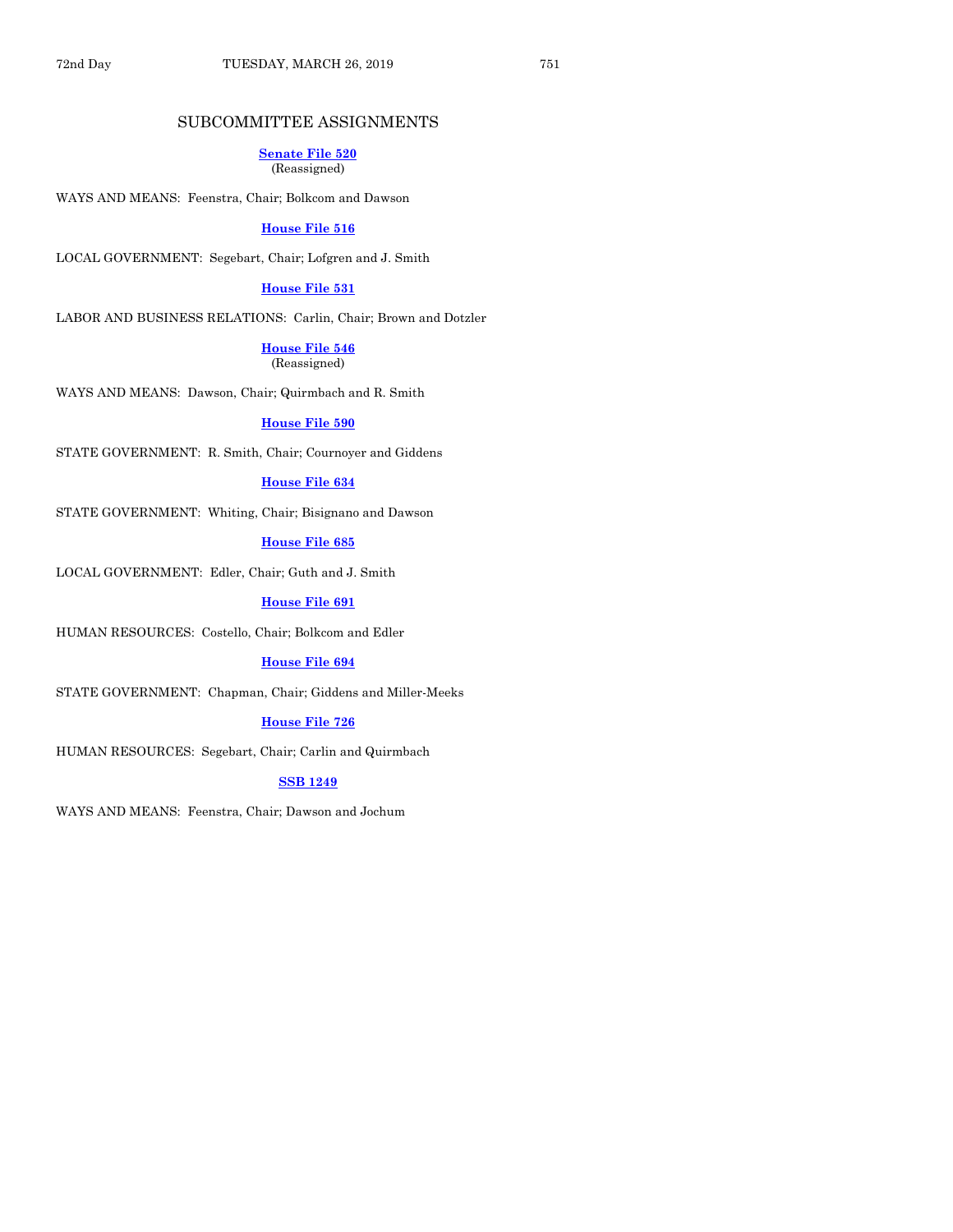## SUBCOMMITTEE ASSIGNMENTS

**Senate File 520**
(Reassigned)

WAYS AND MEANS: Feenstra, Chair; Bolkcom and Dawson

**House File 516**

LOCAL GOVERNMENT: Segebart, Chair; Lofgren and J. Smith

**House File 531**

LABOR AND BUSINESS RELATIONS: Carlin, Chair; Brown and Dotzler

**House File 546**
(Reassigned)

WAYS AND MEANS: Dawson, Chair; Quirmbach and R. Smith

**House File 590**

STATE GOVERNMENT: R. Smith, Chair; Cournoyer and Giddens

**House File 634**

STATE GOVERNMENT: Whiting, Chair; Bisignano and Dawson

**House File 685**

LOCAL GOVERNMENT: Edler, Chair; Guth and J. Smith

**House File 691**

HUMAN RESOURCES: Costello, Chair; Bolkcom and Edler

**House File 694**

STATE GOVERNMENT: Chapman, Chair; Giddens and Miller-Meeks

**House File 726**

HUMAN RESOURCES: Segebart, Chair; Carlin and Quirmbach

**SSB 1249**

WAYS AND MEANS: Feenstra, Chair; Dawson and Jochum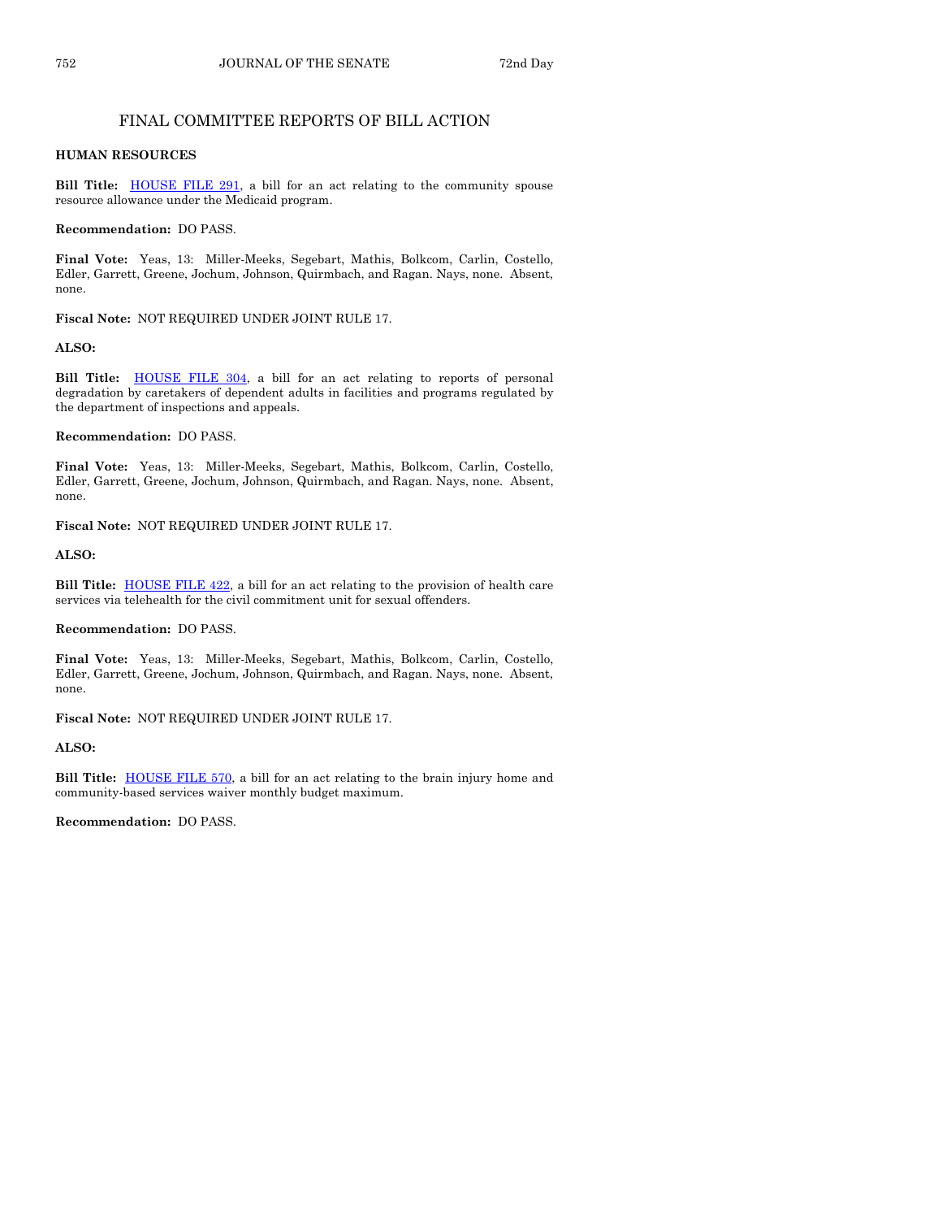## FINAL COMMITTEE REPORTS OF BILL ACTION

**HUMAN RESOURCES**

**Bill Title:** HOUSE FILE 291, a bill for an act relating to the community spouse resource allowance under the Medicaid program.

**Recommendation:** DO PASS.

**Final Vote:** Yeas, 13: Miller-Meeks, Segebart, Mathis, Bolkcom, Carlin, Costello, Edler, Garrett, Greene, Jochum, Johnson, Quirmbach, and Ragan. Nays, none. Absent, none.

**Fiscal Note:** NOT REQUIRED UNDER JOINT RULE 17.

**ALSO:**

**Bill Title:** HOUSE FILE 304, a bill for an act relating to reports of personal degradation by caretakers of dependent adults in facilities and programs regulated by the department of inspections and appeals.

**Recommendation:** DO PASS.

**Final Vote:** Yeas, 13: Miller-Meeks, Segebart, Mathis, Bolkcom, Carlin, Costello, Edler, Garrett, Greene, Jochum, Johnson, Quirmbach, and Ragan. Nays, none. Absent, none.

**Fiscal Note:** NOT REQUIRED UNDER JOINT RULE 17.

**ALSO:**

**Bill Title:** HOUSE FILE 422, a bill for an act relating to the provision of health care services via telehealth for the civil commitment unit for sexual offenders.

**Recommendation:** DO PASS.

**Final Vote:** Yeas, 13: Miller-Meeks, Segebart, Mathis, Bolkcom, Carlin, Costello, Edler, Garrett, Greene, Jochum, Johnson, Quirmbach, and Ragan. Nays, none. Absent, none.

**Fiscal Note:** NOT REQUIRED UNDER JOINT RULE 17.

**ALSO:**

**Bill Title:** HOUSE FILE 570, a bill for an act relating to the brain injury home and community-based services waiver monthly budget maximum.

**Recommendation:** DO PASS.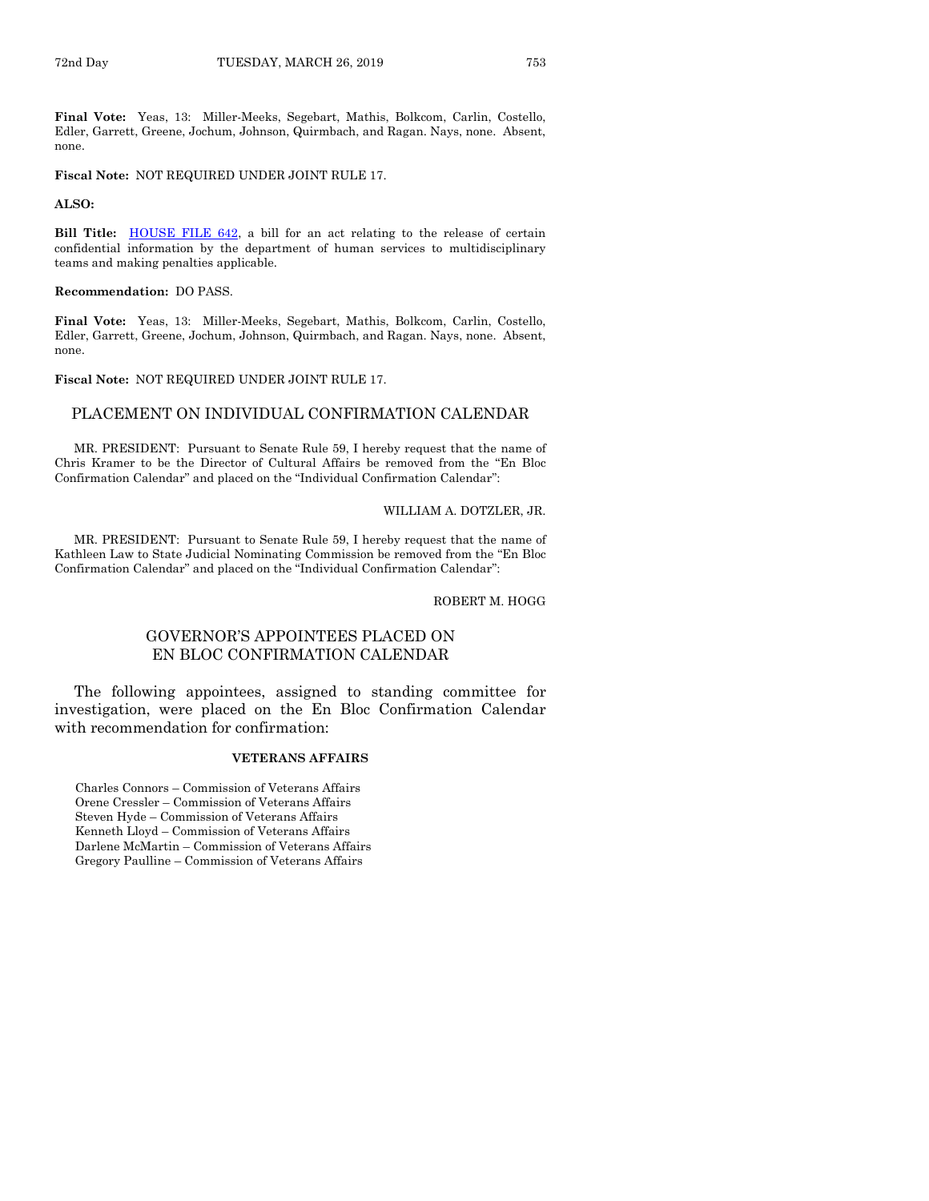**Final Vote:** Yeas, 13: Miller-Meeks, Segebart, Mathis, Bolkcom, Carlin, Costello, Edler, Garrett, Greene, Jochum, Johnson, Quirmbach, and Ragan. Nays, none. Absent, none.

**Fiscal Note:** NOT REQUIRED UNDER JOINT RULE 17.

**ALSO:**

**Bill Title:** HOUSE FILE 642, a bill for an act relating to the release of certain confidential information by the department of human services to multidisciplinary teams and making penalties applicable.

**Recommendation:** DO PASS.

**Final Vote:** Yeas, 13: Miller-Meeks, Segebart, Mathis, Bolkcom, Carlin, Costello, Edler, Garrett, Greene, Jochum, Johnson, Quirmbach, and Ragan. Nays, none. Absent, none.

**Fiscal Note:** NOT REQUIRED UNDER JOINT RULE 17.

## PLACEMENT ON INDIVIDUAL CONFIRMATION CALENDAR

MR. PRESIDENT: Pursuant to Senate Rule 59, I hereby request that the name of Chris Kramer to be the Director of Cultural Affairs be removed from the "En Bloc Confirmation Calendar" and placed on the "Individual Confirmation Calendar":

WILLIAM A. DOTZLER, JR.

MR. PRESIDENT: Pursuant to Senate Rule 59, I hereby request that the name of Kathleen Law to State Judicial Nominating Commission be removed from the "En Bloc Confirmation Calendar" and placed on the "Individual Confirmation Calendar":

ROBERT M. HOGG

## GOVERNOR'S APPOINTEES PLACED ON EN BLOC CONFIRMATION CALENDAR

The following appointees, assigned to standing committee for investigation, were placed on the En Bloc Confirmation Calendar with recommendation for confirmation:

**VETERANS AFFAIRS**

Charles Connors – Commission of Veterans Affairs
Orene Cressler – Commission of Veterans Affairs
Steven Hyde – Commission of Veterans Affairs
Kenneth Lloyd – Commission of Veterans Affairs
Darlene McMartin – Commission of Veterans Affairs
Gregory Paulline – Commission of Veterans Affairs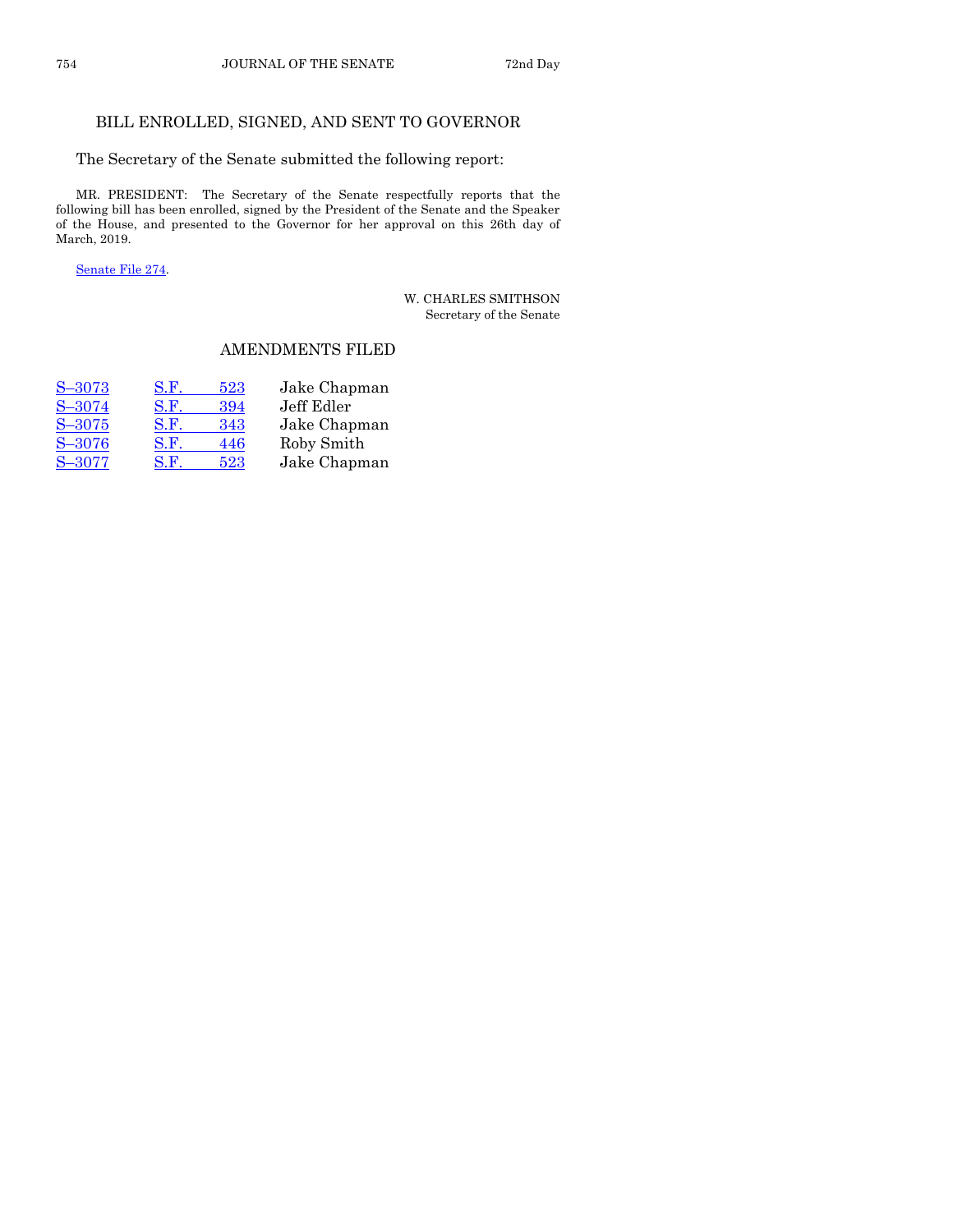## BILL ENROLLED, SIGNED, AND SENT TO GOVERNOR

The Secretary of the Senate submitted the following report:

MR. PRESIDENT: The Secretary of the Senate respectfully reports that the following bill has been enrolled, signed by the President of the Senate and the Speaker of the House, and presented to the Governor for her approval on this 26th day of March, 2019.

Senate File 274.

W. CHARLES SMITHSON
Secretary of the Senate

## AMENDMENTS FILED

| | | |
|---|---|---|
| S–3073 | S.F. 523 | Jake Chapman |
| S–3074 | S.F. 394 | Jeff Edler |
| S–3075 | S.F. 343 | Jake Chapman |
| S–3076 | S.F. 446 | Roby Smith |
| S–3077 | S.F. 523 | Jake Chapman |